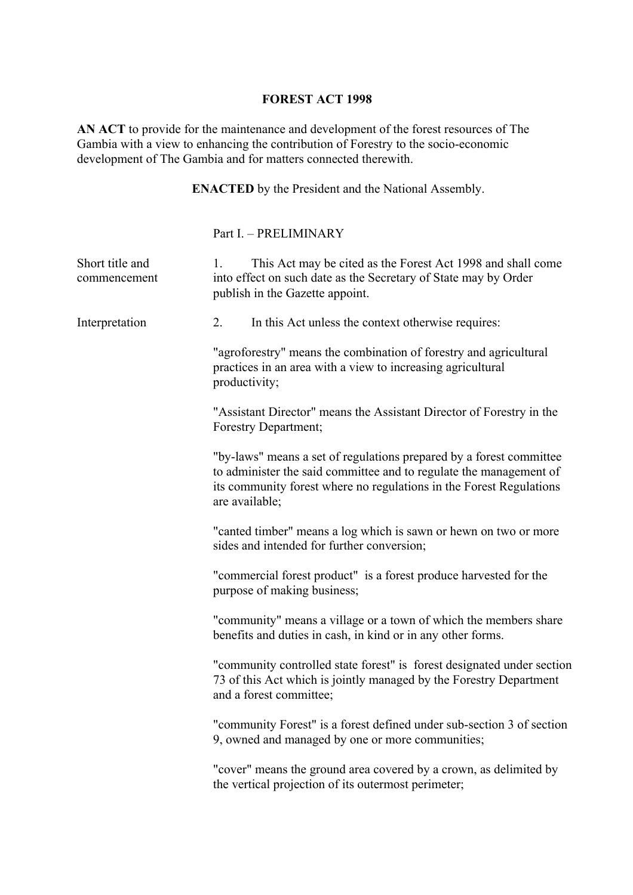# FOREST ACT 1998

**AN ACT** to provide for the maintenance and development of the forest resources of The Gambia with a view to enhancing the contribution of Forestry to the socio-economic development of The Gambia and for matters connected therewith.

**ENACTED** by the President and the National Assembly.

## Part I. – PRELIMINARY

**Short title and commencement**

1. This Act may be cited as the Forest Act 1998 and shall come into effect on such date as the Secretary of State may by Order publish in the Gazette appoint.

**Interpretation**

2. In this Act unless the context otherwise requires:

"agroforestry" means the combination of forestry and agricultural practices in an area with a view to increasing agricultural productivity;

"Assistant Director" means the Assistant Director of Forestry in the Forestry Department;

"by-laws" means a set of regulations prepared by a forest committee to administer the said committee and to regulate the management of its community forest where no regulations in the Forest Regulations are available;

"canted timber" means a log which is sawn or hewn on two or more sides and intended for further conversion;

"commercial forest product" is a forest produce harvested for the purpose of making business;

"community" means a village or a town of which the members share benefits and duties in cash, in kind or in any other forms.

"community controlled state forest" is forest designated under section 73 of this Act which is jointly managed by the Forestry Department and a forest committee;

"community Forest" is a forest defined under sub-section 3 of section 9, owned and managed by one or more communities;

"cover" means the ground area covered by a crown, as delimited by the vertical projection of its outermost perimeter;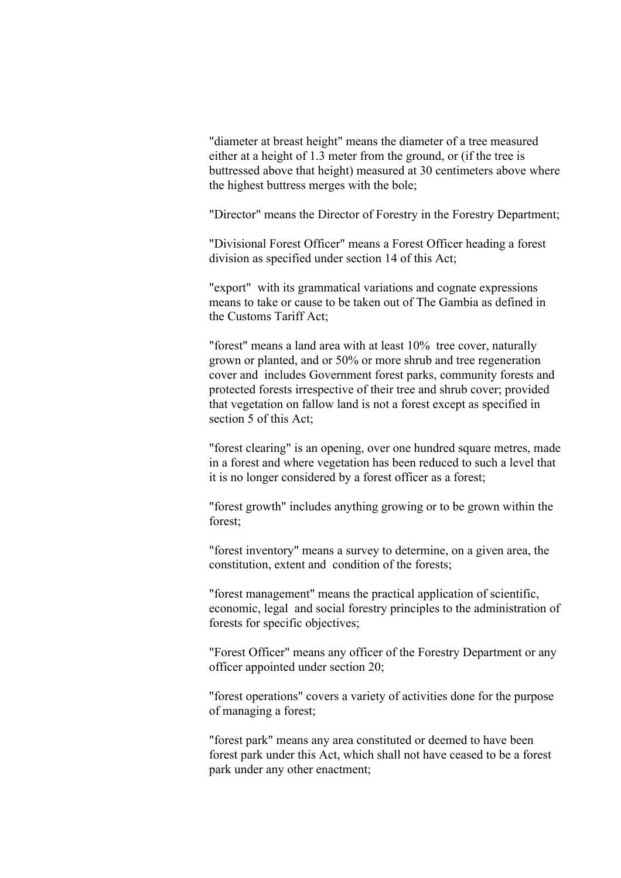"diameter at breast height" means the diameter of a tree measured either at a height of 1.3 meter from the ground, or (if the tree is buttressed above that height) measured at 30 centimeters above where the highest buttress merges with the bole;

"Director" means the Director of Forestry in the Forestry Department;

"Divisional Forest Officer" means a Forest Officer heading a forest division as specified under section 14 of this Act;

"export" with its grammatical variations and cognate expressions means to take or cause to be taken out of The Gambia as defined in the Customs Tariff Act;

"forest" means a land area with at least 10% tree cover, naturally grown or planted, and or 50% or more shrub and tree regeneration cover and includes Government forest parks, community forests and protected forests irrespective of their tree and shrub cover; provided that vegetation on fallow land is not a forest except as specified in section 5 of this Act;

"forest clearing" is an opening, over one hundred square metres, made in a forest and where vegetation has been reduced to such a level that it is no longer considered by a forest officer as a forest;

"forest growth" includes anything growing or to be grown within the forest;

"forest inventory" means a survey to determine, on a given area, the constitution, extent and condition of the forests;

"forest management" means the practical application of scientific, economic, legal and social forestry principles to the administration of forests for specific objectives;

"Forest Officer" means any officer of the Forestry Department or any officer appointed under section 20;

"forest operations" covers a variety of activities done for the purpose of managing a forest;

"forest park" means any area constituted or deemed to have been forest park under this Act, which shall not have ceased to be a forest park under any other enactment;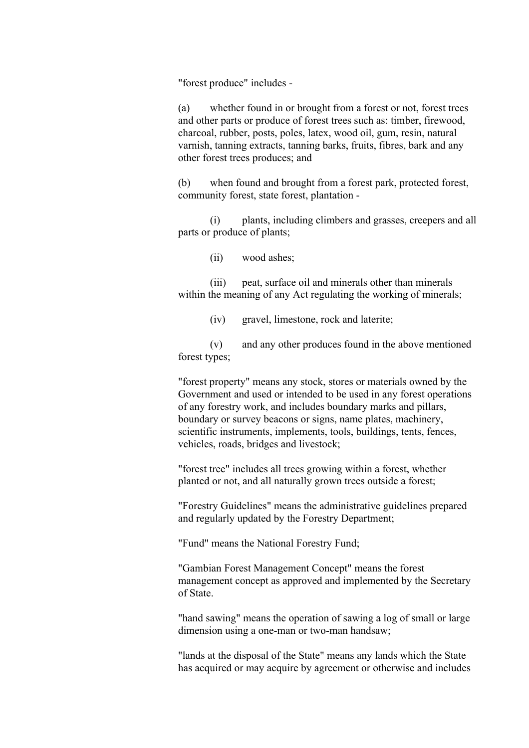"forest produce" includes -

(a) whether found in or brought from a forest or not, forest trees and other parts or produce of forest trees such as: timber, firewood, charcoal, rubber, posts, poles, latex, wood oil, gum, resin, natural varnish, tanning extracts, tanning barks, fruits, fibres, bark and any other forest trees produces; and

(b) when found and brought from a forest park, protected forest, community forest, state forest, plantation -

(i) plants, including climbers and grasses, creepers and all parts or produce of plants;

(ii) wood ashes;

(iii) peat, surface oil and minerals other than minerals within the meaning of any Act regulating the working of minerals;

(iv) gravel, limestone, rock and laterite;

(v) and any other produces found in the above mentioned forest types;

"forest property" means any stock, stores or materials owned by the Government and used or intended to be used in any forest operations of any forestry work, and includes boundary marks and pillars, boundary or survey beacons or signs, name plates, machinery, scientific instruments, implements, tools, buildings, tents, fences, vehicles, roads, bridges and livestock;

"forest tree" includes all trees growing within a forest, whether planted or not, and all naturally grown trees outside a forest;

"Forestry Guidelines" means the administrative guidelines prepared and regularly updated by the Forestry Department;

"Fund" means the National Forestry Fund;

"Gambian Forest Management Concept" means the forest management concept as approved and implemented by the Secretary of State.

"hand sawing" means the operation of sawing a log of small or large dimension using a one-man or two-man handsaw;

"lands at the disposal of the State" means any lands which the State has acquired or may acquire by agreement or otherwise and includes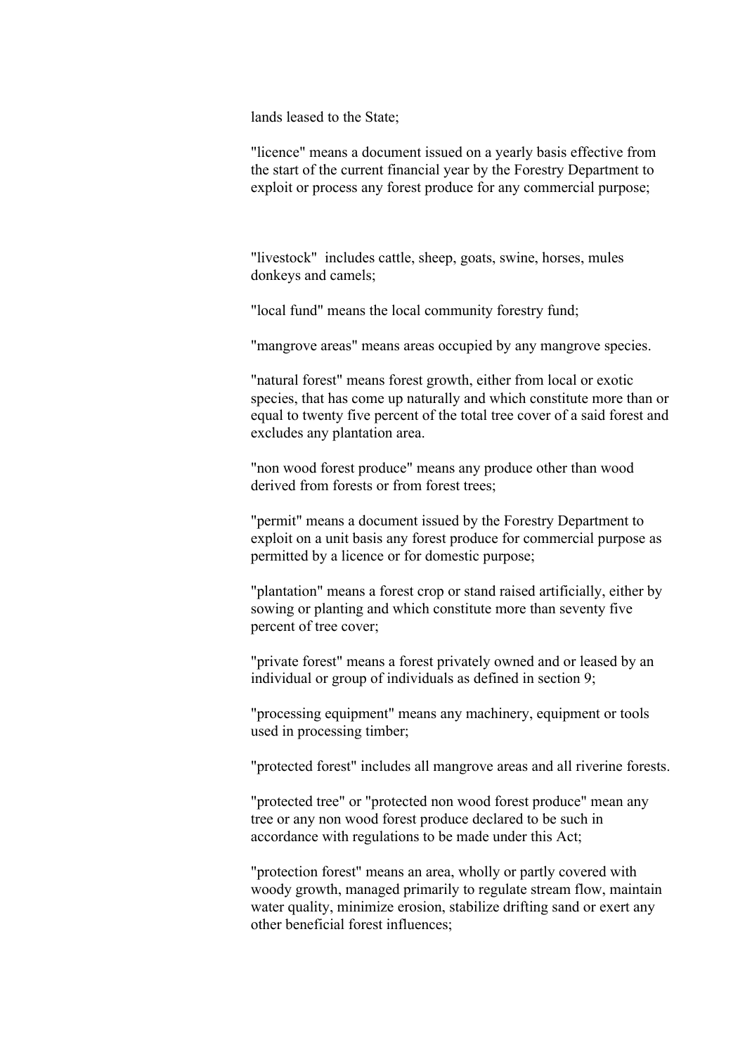lands leased to the State;

"licence" means a document issued on a yearly basis effective from the start of the current financial year by the Forestry Department to exploit or process any forest produce for any commercial purpose;

"livestock" includes cattle, sheep, goats, swine, horses, mules donkeys and camels;

"local fund" means the local community forestry fund;

"mangrove areas" means areas occupied by any mangrove species.

"natural forest" means forest growth, either from local or exotic species, that has come up naturally and which constitute more than or equal to twenty five percent of the total tree cover of a said forest and excludes any plantation area.

"non wood forest produce" means any produce other than wood derived from forests or from forest trees;

"permit" means a document issued by the Forestry Department to exploit on a unit basis any forest produce for commercial purpose as permitted by a licence or for domestic purpose;

"plantation" means a forest crop or stand raised artificially, either by sowing or planting and which constitute more than seventy five percent of tree cover;

"private forest" means a forest privately owned and or leased by an individual or group of individuals as defined in section 9;

"processing equipment" means any machinery, equipment or tools used in processing timber;

"protected forest" includes all mangrove areas and all riverine forests.

"protected tree" or "protected non wood forest produce" mean any tree or any non wood forest produce declared to be such in accordance with regulations to be made under this Act;

"protection forest" means an area, wholly or partly covered with woody growth, managed primarily to regulate stream flow, maintain water quality, minimize erosion, stabilize drifting sand or exert any other beneficial forest influences;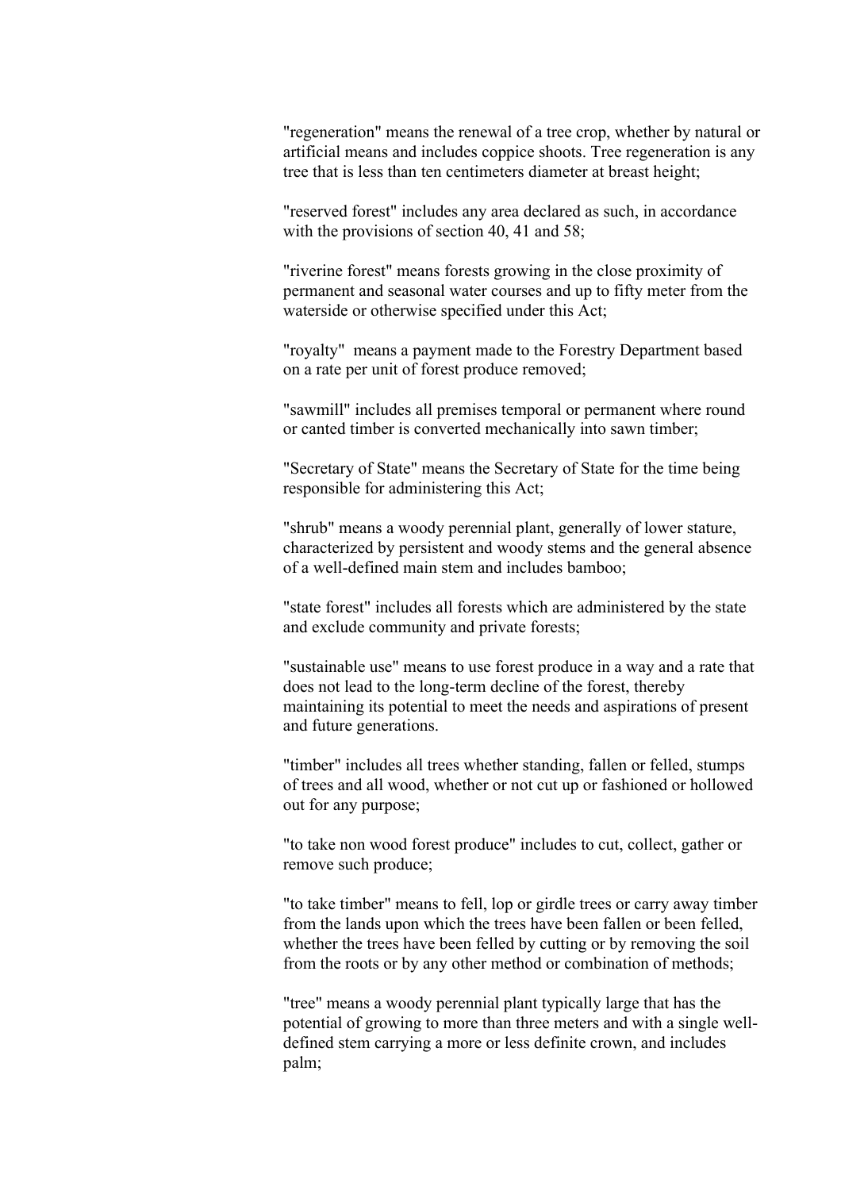"regeneration" means the renewal of a tree crop, whether by natural or artificial means and includes coppice shoots. Tree regeneration is any tree that is less than ten centimeters diameter at breast height;

"reserved forest" includes any area declared as such, in accordance with the provisions of section 40, 41 and 58;

"riverine forest" means forests growing in the close proximity of permanent and seasonal water courses and up to fifty meter from the waterside or otherwise specified under this Act;

"royalty" means a payment made to the Forestry Department based on a rate per unit of forest produce removed;

"sawmill" includes all premises temporal or permanent where round or canted timber is converted mechanically into sawn timber;

"Secretary of State" means the Secretary of State for the time being responsible for administering this Act;

"shrub" means a woody perennial plant, generally of lower stature, characterized by persistent and woody stems and the general absence of a well-defined main stem and includes bamboo;

"state forest" includes all forests which are administered by the state and exclude community and private forests;

"sustainable use" means to use forest produce in a way and a rate that does not lead to the long-term decline of the forest, thereby maintaining its potential to meet the needs and aspirations of present and future generations.

"timber" includes all trees whether standing, fallen or felled, stumps of trees and all wood, whether or not cut up or fashioned or hollowed out for any purpose;

"to take non wood forest produce" includes to cut, collect, gather or remove such produce;

"to take timber" means to fell, lop or girdle trees or carry away timber from the lands upon which the trees have been fallen or been felled, whether the trees have been felled by cutting or by removing the soil from the roots or by any other method or combination of methods;

"tree" means a woody perennial plant typically large that has the potential of growing to more than three meters and with a single well-defined stem carrying a more or less definite crown, and includes palm;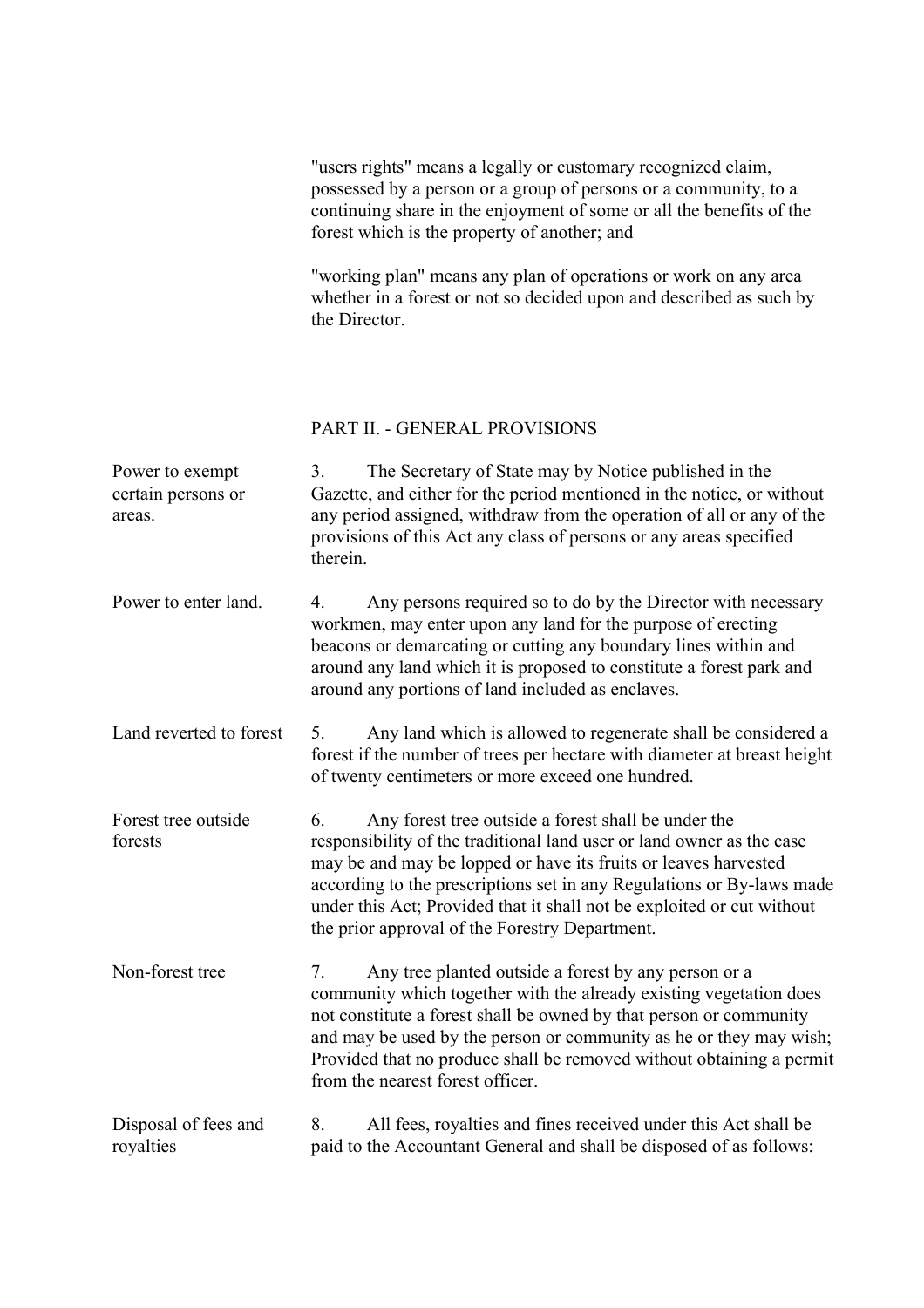"users rights" means a legally or customary recognized claim, possessed by a person or a group of persons or a community, to a continuing share in the enjoyment of some or all the benefits of the forest which is the property of another; and

"working plan" means any plan of operations or work on any area whether in a forest or not so decided upon and described as such by the Director.

## PART II. - GENERAL PROVISIONS

**Power to exempt certain persons or areas.**

3. The Secretary of State may by Notice published in the Gazette, and either for the period mentioned in the notice, or without any period assigned, withdraw from the operation of all or any of the provisions of this Act any class of persons or any areas specified therein.

**Power to enter land.**

4. Any persons required so to do by the Director with necessary workmen, may enter upon any land for the purpose of erecting beacons or demarcating or cutting any boundary lines within and around any land which it is proposed to constitute a forest park and around any portions of land included as enclaves.

**Land reverted to forest**

5. Any land which is allowed to regenerate shall be considered a forest if the number of trees per hectare with diameter at breast height of twenty centimeters or more exceed one hundred.

**Forest tree outside forests**

6. Any forest tree outside a forest shall be under the responsibility of the traditional land user or land owner as the case may be and may be lopped or have its fruits or leaves harvested according to the prescriptions set in any Regulations or By-laws made under this Act; Provided that it shall not be exploited or cut without the prior approval of the Forestry Department.

**Non-forest tree**

7. Any tree planted outside a forest by any person or a community which together with the already existing vegetation does not constitute a forest shall be owned by that person or community and may be used by the person or community as he or they may wish; Provided that no produce shall be removed without obtaining a permit from the nearest forest officer.

**Disposal of fees and royalties**

8. All fees, royalties and fines received under this Act shall be paid to the Accountant General and shall be disposed of as follows: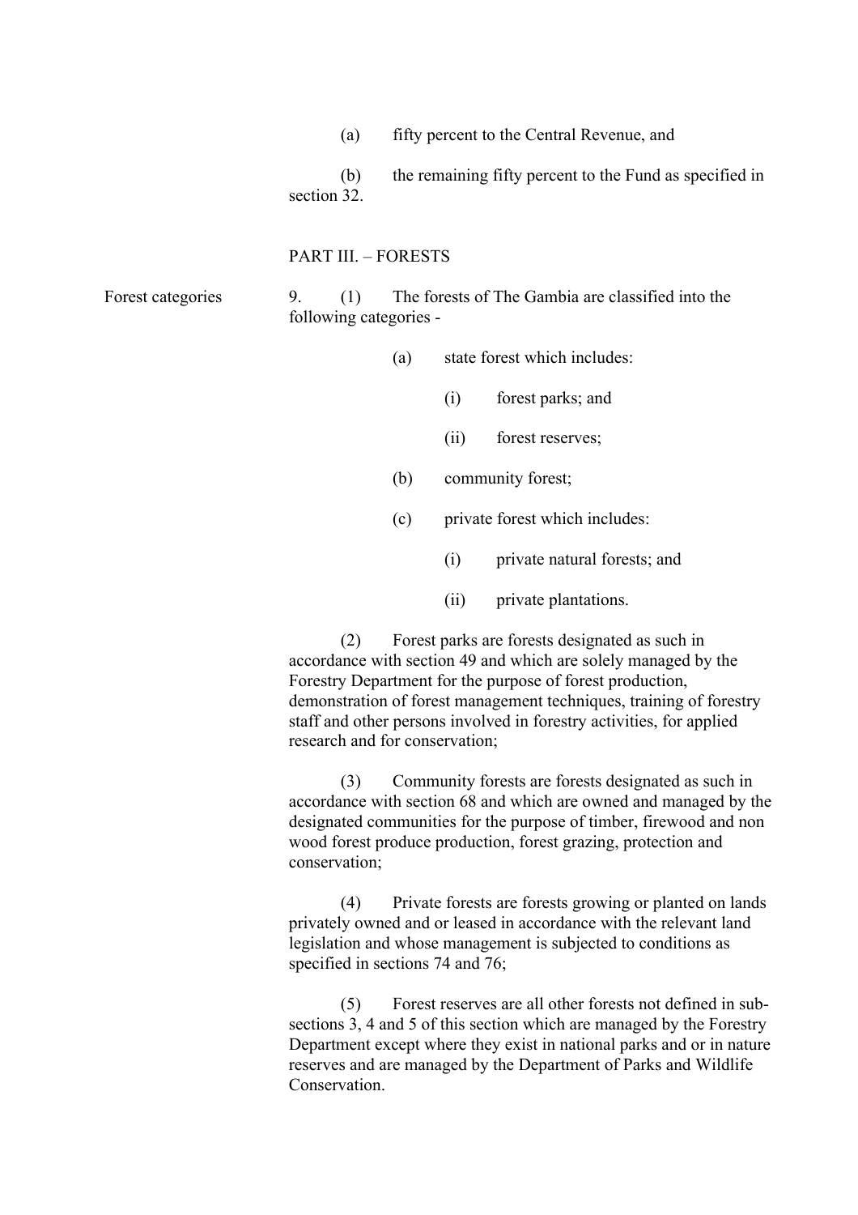(a) fifty percent to the Central Revenue, and

(b) the remaining fifty percent to the Fund as specified in section 32.

## PART III. – FORESTS

**Forest categories**

9. (1) The forests of The Gambia are classified into the following categories -

   (a) state forest which includes:

      (i) forest parks; and

      (ii) forest reserves;

   (b) community forest;

   (c) private forest which includes:

      (i) private natural forests; and

      (ii) private plantations.

(2) Forest parks are forests designated as such in accordance with section 49 and which are solely managed by the Forestry Department for the purpose of forest production, demonstration of forest management techniques, training of forestry staff and other persons involved in forestry activities, for applied research and for conservation;

(3) Community forests are forests designated as such in accordance with section 68 and which are owned and managed by the designated communities for the purpose of timber, firewood and non wood forest produce production, forest grazing, protection and conservation;

(4) Private forests are forests growing or planted on lands privately owned and or leased in accordance with the relevant land legislation and whose management is subjected to conditions as specified in sections 74 and 76;

(5) Forest reserves are all other forests not defined in sub-sections 3, 4 and 5 of this section which are managed by the Forestry Department except where they exist in national parks and or in nature reserves and are managed by the Department of Parks and Wildlife Conservation.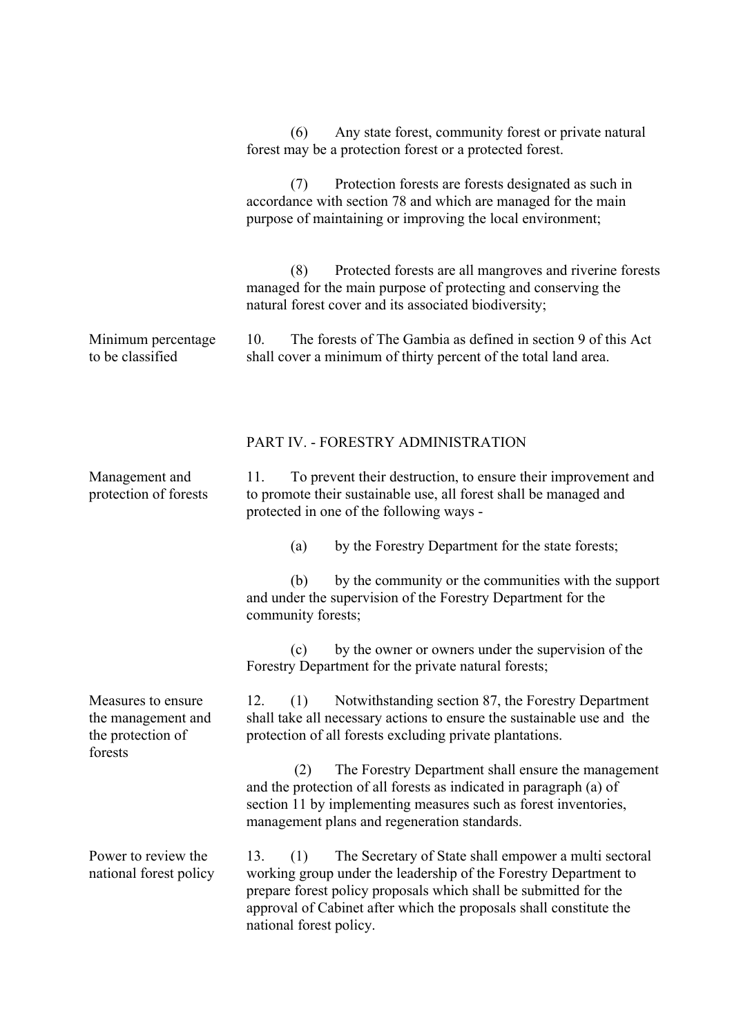(6) Any state forest, community forest or private natural forest may be a protection forest or a protected forest.

(7) Protection forests are forests designated as such in accordance with section 78 and which are managed for the main purpose of maintaining or improving the local environment;

(8) Protected forests are all mangroves and riverine forests managed for the main purpose of protecting and conserving the natural forest cover and its associated biodiversity;

**Minimum percentage to be classified**

10. The forests of The Gambia as defined in section 9 of this Act shall cover a minimum of thirty percent of the total land area.

## PART IV. - FORESTRY ADMINISTRATION

**Management and protection of forests**

11. To prevent their destruction, to ensure their improvement and to promote their sustainable use, all forest shall be managed and protected in one of the following ways -

(a) by the Forestry Department for the state forests;

(b) by the community or the communities with the support and under the supervision of the Forestry Department for the community forests;

(c) by the owner or owners under the supervision of the Forestry Department for the private natural forests;

**Measures to ensure the management and the protection of forests**

12. (1) Notwithstanding section 87, the Forestry Department shall take all necessary actions to ensure the sustainable use and the protection of all forests excluding private plantations.

(2) The Forestry Department shall ensure the management and the protection of all forests as indicated in paragraph (a) of section 11 by implementing measures such as forest inventories, management plans and regeneration standards.

**Power to review the national forest policy**

13. (1) The Secretary of State shall empower a multi sectoral working group under the leadership of the Forestry Department to prepare forest policy proposals which shall be submitted for the approval of Cabinet after which the proposals shall constitute the national forest policy.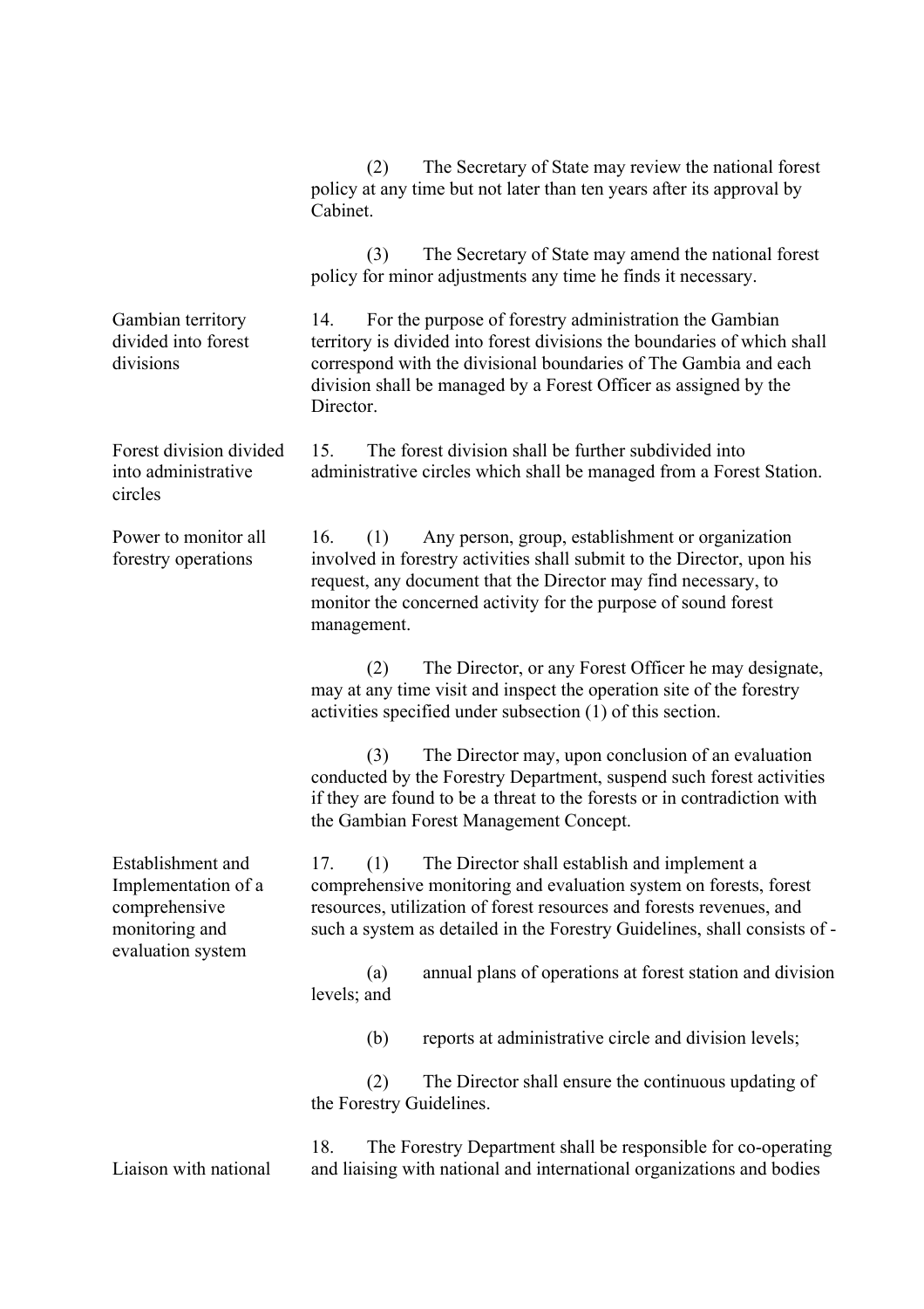(2) The Secretary of State may review the national forest policy at any time but not later than ten years after its approval by Cabinet.

(3) The Secretary of State may amend the national forest policy for minor adjustments any time he finds it necessary.

**Gambian territory divided into forest divisions**

14. For the purpose of forestry administration the Gambian territory is divided into forest divisions the boundaries of which shall correspond with the divisional boundaries of The Gambia and each division shall be managed by a Forest Officer as assigned by the Director.

**Forest division divided into administrative circles**

15. The forest division shall be further subdivided into administrative circles which shall be managed from a Forest Station.

**Power to monitor all forestry operations**

16. (1) Any person, group, establishment or organization involved in forestry activities shall submit to the Director, upon his request, any document that the Director may find necessary, to monitor the concerned activity for the purpose of sound forest management.

(2) The Director, or any Forest Officer he may designate, may at any time visit and inspect the operation site of the forestry activities specified under subsection (1) of this section.

(3) The Director may, upon conclusion of an evaluation conducted by the Forestry Department, suspend such forest activities if they are found to be a threat to the forests or in contradiction with the Gambian Forest Management Concept.

**Establishment and Implementation of a comprehensive monitoring and evaluation system**

17. (1) The Director shall establish and implement a comprehensive monitoring and evaluation system on forests, forest resources, utilization of forest resources and forests revenues, and such a system as detailed in the Forestry Guidelines, shall consists of -

(a) annual plans of operations at forest station and division levels; and

(b) reports at administrative circle and division levels;

(2) The Director shall ensure the continuous updating of the Forestry Guidelines.

**Liaison with national**

18. The Forestry Department shall be responsible for co-operating and liaising with national and international organizations and bodies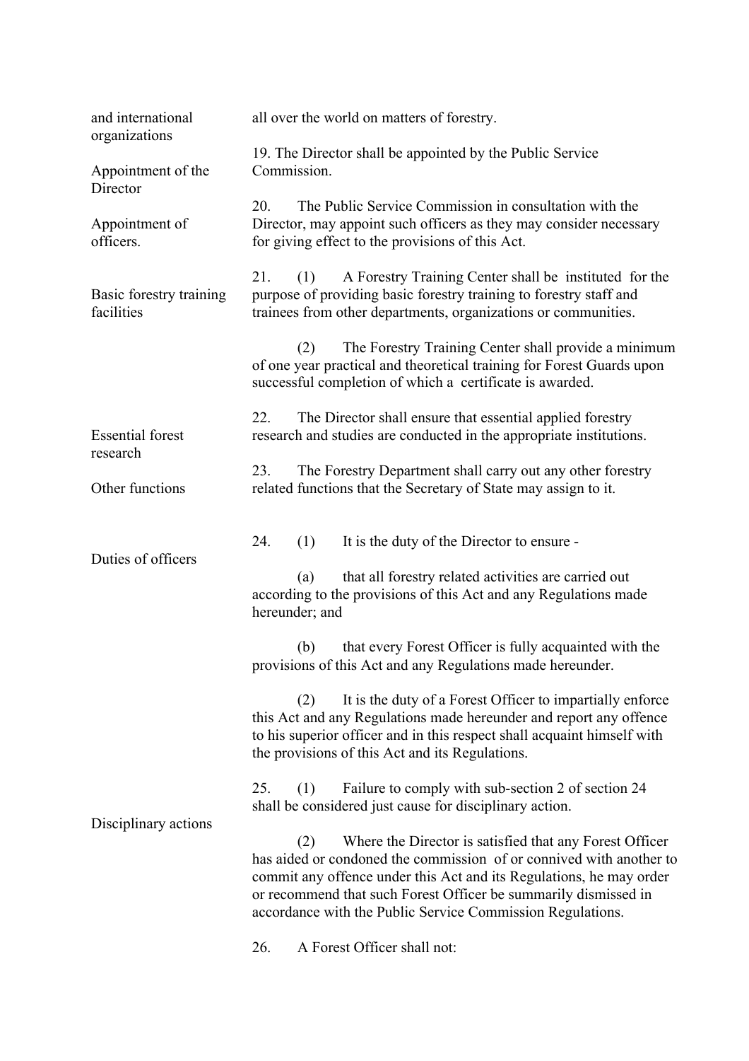and international organizations — all over the world on matters of forestry.

*Appointment of the Director*

19. The Director shall be appointed by the Public Service Commission.

*Appointment of officers.*

20. The Public Service Commission in consultation with the Director, may appoint such officers as they may consider necessary for giving effect to the provisions of this Act.

*Basic forestry training facilities*

21. (1) A Forestry Training Center shall be instituted for the purpose of providing basic forestry training to forestry staff and trainees from other departments, organizations or communities.

(2) The Forestry Training Center shall provide a minimum of one year practical and theoretical training for Forest Guards upon successful completion of which a certificate is awarded.

*Essential forest research*

22. The Director shall ensure that essential applied forestry research and studies are conducted in the appropriate institutions.

*Other functions*

23. The Forestry Department shall carry out any other forestry related functions that the Secretary of State may assign to it.

*Duties of officers*

24. (1) It is the duty of the Director to ensure -

(a) that all forestry related activities are carried out according to the provisions of this Act and any Regulations made hereunder; and

(b) that every Forest Officer is fully acquainted with the provisions of this Act and any Regulations made hereunder.

(2) It is the duty of a Forest Officer to impartially enforce this Act and any Regulations made hereunder and report any offence to his superior officer and in this respect shall acquaint himself with the provisions of this Act and its Regulations.

*Disciplinary actions*

25. (1) Failure to comply with sub-section 2 of section 24 shall be considered just cause for disciplinary action.

(2) Where the Director is satisfied that any Forest Officer has aided or condoned the commission of or connived with another to commit any offence under this Act and its Regulations, he may order or recommend that such Forest Officer be summarily dismissed in accordance with the Public Service Commission Regulations.

26. A Forest Officer shall not: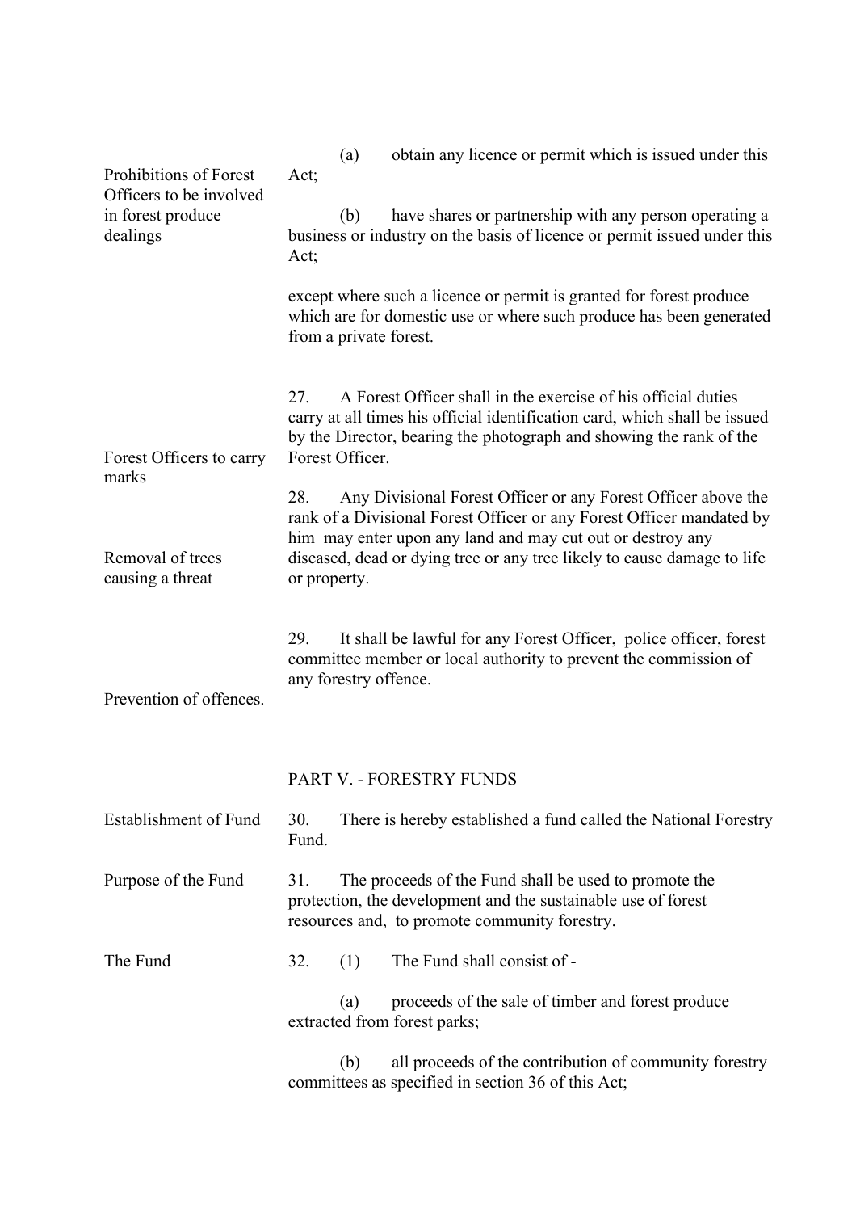Prohibitions of Forest Officers to be involved in forest produce dealings

(a) obtain any licence or permit which is issued under this Act;

(b) have shares or partnership with any person operating a business or industry on the basis of licence or permit issued under this Act;

except where such a licence or permit is granted for forest produce which are for domestic use or where such produce has been generated from a private forest.

Forest Officers to carry marks

27. A Forest Officer shall in the exercise of his official duties carry at all times his official identification card, which shall be issued by the Director, bearing the photograph and showing the rank of the Forest Officer.

Removal of trees causing a threat

28. Any Divisional Forest Officer or any Forest Officer above the rank of a Divisional Forest Officer or any Forest Officer mandated by him may enter upon any land and may cut out or destroy any diseased, dead or dying tree or any tree likely to cause damage to life or property.

Prevention of offences.

29. It shall be lawful for any Forest Officer, police officer, forest committee member or local authority to prevent the commission of any forestry offence.

## PART V. - FORESTRY FUNDS

Establishment of Fund

30. There is hereby established a fund called the National Forestry Fund.

Purpose of the Fund

31. The proceeds of the Fund shall be used to promote the protection, the development and the sustainable use of forest resources and, to promote community forestry.

The Fund

32. (1) The Fund shall consist of -

(a) proceeds of the sale of timber and forest produce extracted from forest parks;

(b) all proceeds of the contribution of community forestry committees as specified in section 36 of this Act;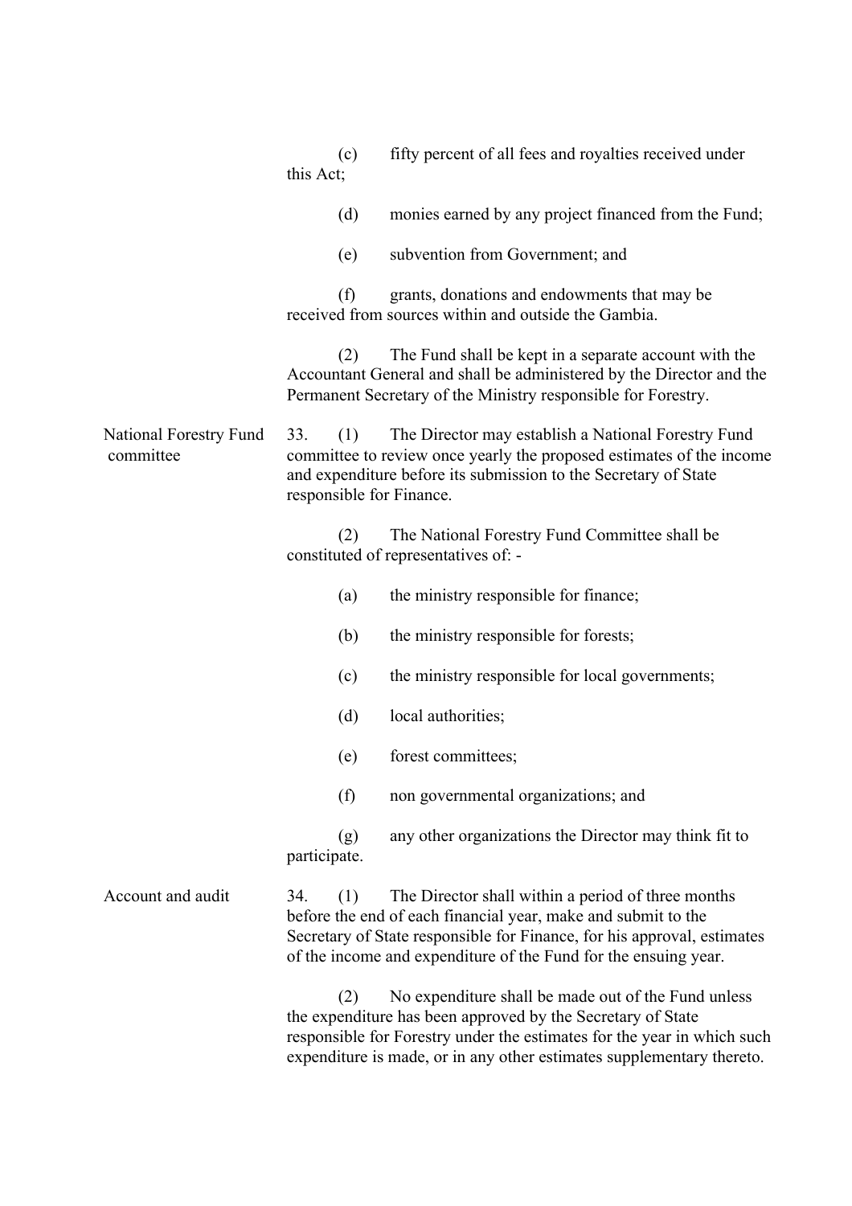(c) fifty percent of all fees and royalties received under this Act;

(d) monies earned by any project financed from the Fund;

(e) subvention from Government; and

(f) grants, donations and endowments that may be received from sources within and outside the Gambia.

(2) The Fund shall be kept in a separate account with the Accountant General and shall be administered by the Director and the Permanent Secretary of the Ministry responsible for Forestry.

**National Forestry Fund committee**

33. (1) The Director may establish a National Forestry Fund committee to review once yearly the proposed estimates of the income and expenditure before its submission to the Secretary of State responsible for Finance.

(2) The National Forestry Fund Committee shall be constituted of representatives of: -

(a) the ministry responsible for finance;

(b) the ministry responsible for forests;

(c) the ministry responsible for local governments;

(d) local authorities;

(e) forest committees;

(f) non governmental organizations; and

(g) any other organizations the Director may think fit to participate.

**Account and audit**

34. (1) The Director shall within a period of three months before the end of each financial year, make and submit to the Secretary of State responsible for Finance, for his approval, estimates of the income and expenditure of the Fund for the ensuing year.

(2) No expenditure shall be made out of the Fund unless the expenditure has been approved by the Secretary of State responsible for Forestry under the estimates for the year in which such expenditure is made, or in any other estimates supplementary thereto.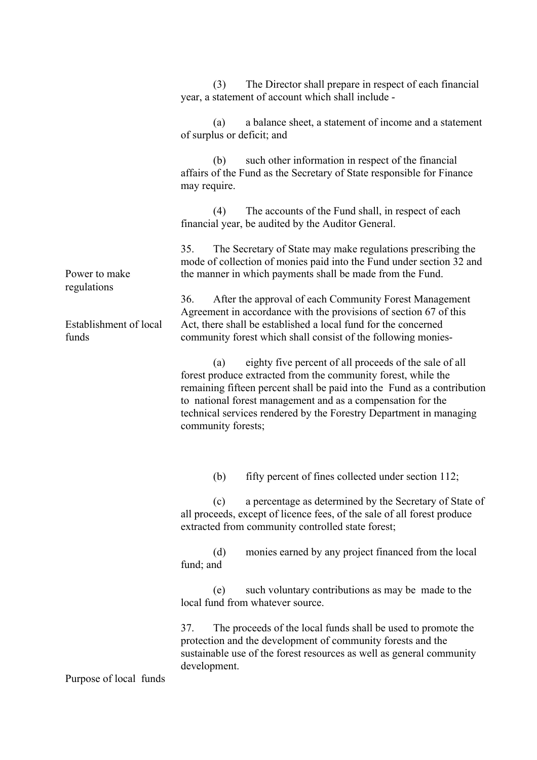(3) The Director shall prepare in respect of each financial year, a statement of account which shall include -

(a) a balance sheet, a statement of income and a statement of surplus or deficit; and

(b) such other information in respect of the financial affairs of the Fund as the Secretary of State responsible for Finance may require.

(4) The accounts of the Fund shall, in respect of each financial year, be audited by the Auditor General.

**Power to make regulations**

35. The Secretary of State may make regulations prescribing the mode of collection of monies paid into the Fund under section 32 and the manner in which payments shall be made from the Fund.

**Establishment of local funds**

36. After the approval of each Community Forest Management Agreement in accordance with the provisions of section 67 of this Act, there shall be established a local fund for the concerned community forest which shall consist of the following monies-

(a) eighty five percent of all proceeds of the sale of all forest produce extracted from the community forest, while the remaining fifteen percent shall be paid into the Fund as a contribution to national forest management and as a compensation for the technical services rendered by the Forestry Department in managing community forests;

(b) fifty percent of fines collected under section 112;

(c) a percentage as determined by the Secretary of State of all proceeds, except of licence fees, of the sale of all forest produce extracted from community controlled state forest;

(d) monies earned by any project financed from the local fund; and

(e) such voluntary contributions as may be made to the local fund from whatever source.

**Purpose of local funds**

37. The proceeds of the local funds shall be used to promote the protection and the development of community forests and the sustainable use of the forest resources as well as general community development.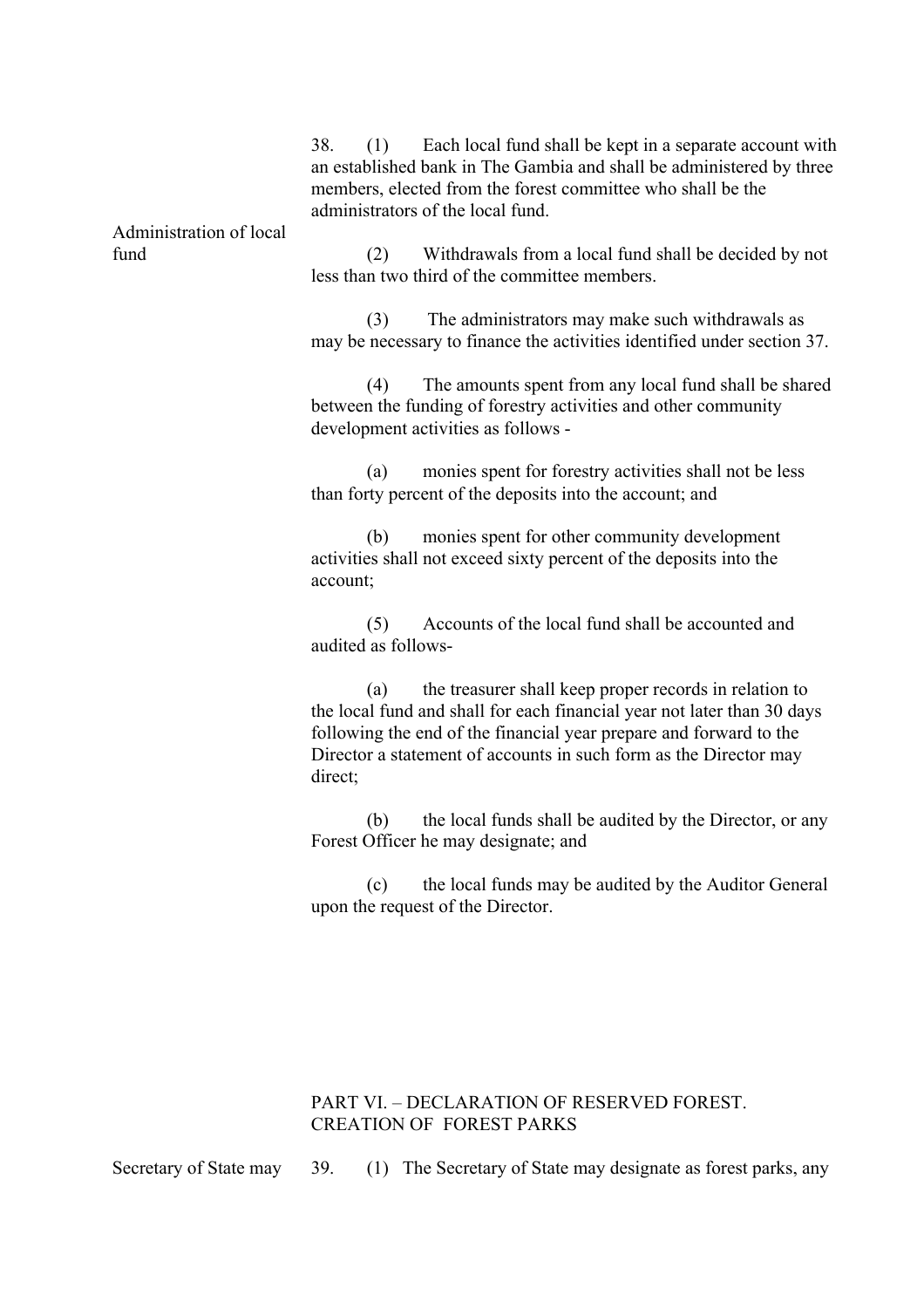**Administration of local fund**

38. (1) Each local fund shall be kept in a separate account with an established bank in The Gambia and shall be administered by three members, elected from the forest committee who shall be the administrators of the local fund.

(2) Withdrawals from a local fund shall be decided by not less than two third of the committee members.

(3) The administrators may make such withdrawals as may be necessary to finance the activities identified under section 37.

(4) The amounts spent from any local fund shall be shared between the funding of forestry activities and other community development activities as follows -

(a) monies spent for forestry activities shall not be less than forty percent of the deposits into the account; and

(b) monies spent for other community development activities shall not exceed sixty percent of the deposits into the account;

(5) Accounts of the local fund shall be accounted and audited as follows-

(a) the treasurer shall keep proper records in relation to the local fund and shall for each financial year not later than 30 days following the end of the financial year prepare and forward to the Director a statement of accounts in such form as the Director may direct;

(b) the local funds shall be audited by the Director, or any Forest Officer he may designate; and

(c) the local funds may be audited by the Auditor General upon the request of the Director.

## PART VI. – DECLARATION OF RESERVED FOREST. CREATION OF FOREST PARKS

**Secretary of State may**

39. (1) The Secretary of State may designate as forest parks, any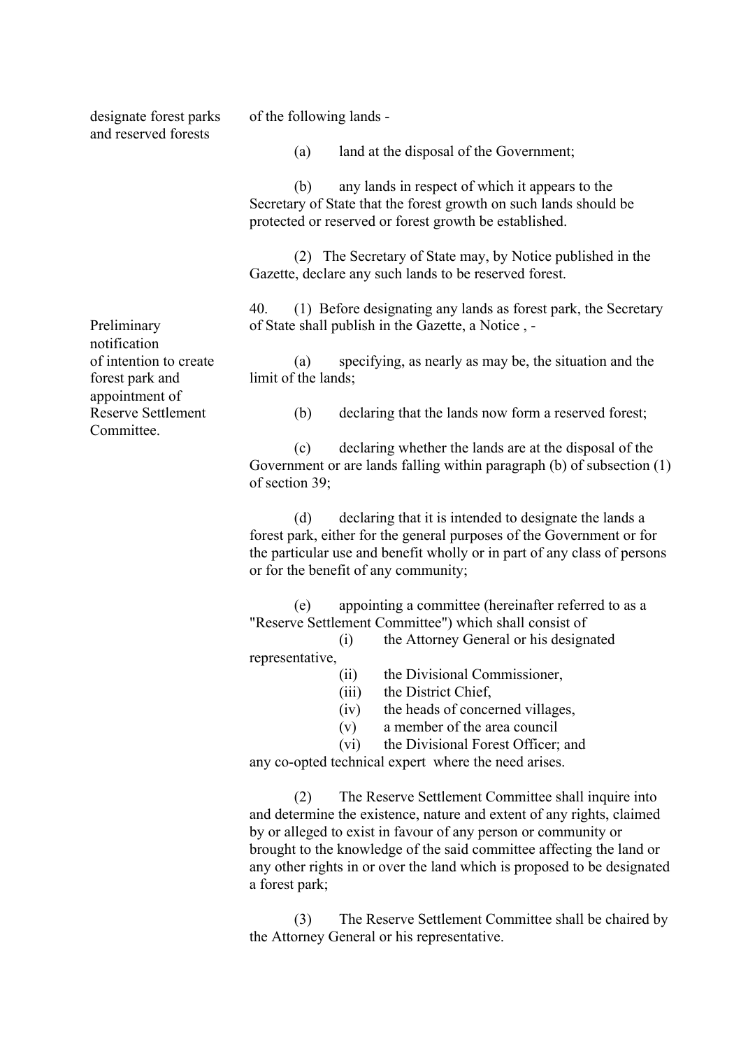designate forest parks and reserved forests

of the following lands -

(a) land at the disposal of the Government;

(b) any lands in respect of which it appears to the Secretary of State that the forest growth on such lands should be protected or reserved or forest growth be established.

(2) The Secretary of State may, by Notice published in the Gazette, declare any such lands to be reserved forest.

Preliminary notification of intention to create forest park and appointment of Reserve Settlement Committee.

40. (1) Before designating any lands as forest park, the Secretary of State shall publish in the Gazette, a Notice , -

(a) specifying, as nearly as may be, the situation and the limit of the lands;

(b) declaring that the lands now form a reserved forest;

(c) declaring whether the lands are at the disposal of the Government or are lands falling within paragraph (b) of subsection (1) of section 39;

(d) declaring that it is intended to designate the lands a forest park, either for the general purposes of the Government or for the particular use and benefit wholly or in part of any class of persons or for the benefit of any community;

(e) appointing a committee (hereinafter referred to as a "Reserve Settlement Committee") which shall consist of

(i) the Attorney General or his designated representative,

(ii) the Divisional Commissioner,

(iii) the District Chief,

(iv) the heads of concerned villages,

(v) a member of the area council

(vi) the Divisional Forest Officer; and

any co-opted technical expert where the need arises.

(2) The Reserve Settlement Committee shall inquire into and determine the existence, nature and extent of any rights, claimed by or alleged to exist in favour of any person or community or brought to the knowledge of the said committee affecting the land or any other rights in or over the land which is proposed to be designated a forest park;

(3) The Reserve Settlement Committee shall be chaired by the Attorney General or his representative.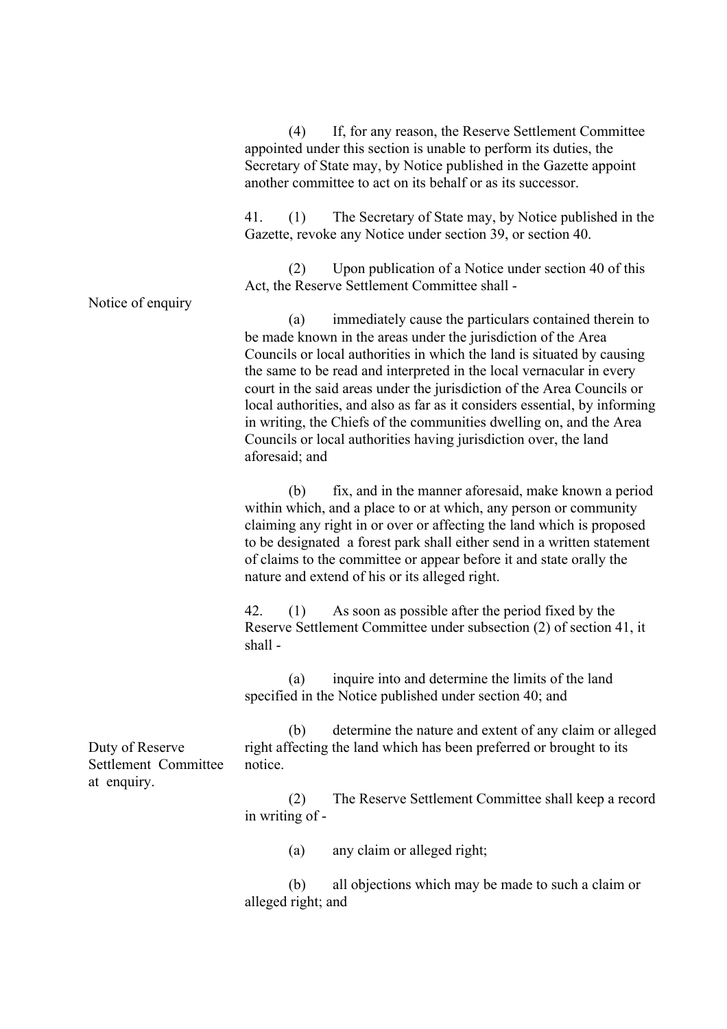(4) If, for any reason, the Reserve Settlement Committee appointed under this section is unable to perform its duties, the Secretary of State may, by Notice published in the Gazette appoint another committee to act on its behalf or as its successor.

41. (1) The Secretary of State may, by Notice published in the Gazette, revoke any Notice under section 39, or section 40.

Notice of enquiry

(2) Upon publication of a Notice under section 40 of this Act, the Reserve Settlement Committee shall -

(a) immediately cause the particulars contained therein to be made known in the areas under the jurisdiction of the Area Councils or local authorities in which the land is situated by causing the same to be read and interpreted in the local vernacular in every court in the said areas under the jurisdiction of the Area Councils or local authorities, and also as far as it considers essential, by informing in writing, the Chiefs of the communities dwelling on, and the Area Councils or local authorities having jurisdiction over, the land aforesaid; and

(b) fix, and in the manner aforesaid, make known a period within which, and a place to or at which, any person or community claiming any right in or over or affecting the land which is proposed to be designated a forest park shall either send in a written statement of claims to the committee or appear before it and state orally the nature and extend of his or its alleged right.

Duty of Reserve Settlement Committee at enquiry.

42. (1) As soon as possible after the period fixed by the Reserve Settlement Committee under subsection (2) of section 41, it shall -

(a) inquire into and determine the limits of the land specified in the Notice published under section 40; and

(b) determine the nature and extent of any claim or alleged right affecting the land which has been preferred or brought to its notice.

(2) The Reserve Settlement Committee shall keep a record in writing of -

(a) any claim or alleged right;

(b) all objections which may be made to such a claim or alleged right; and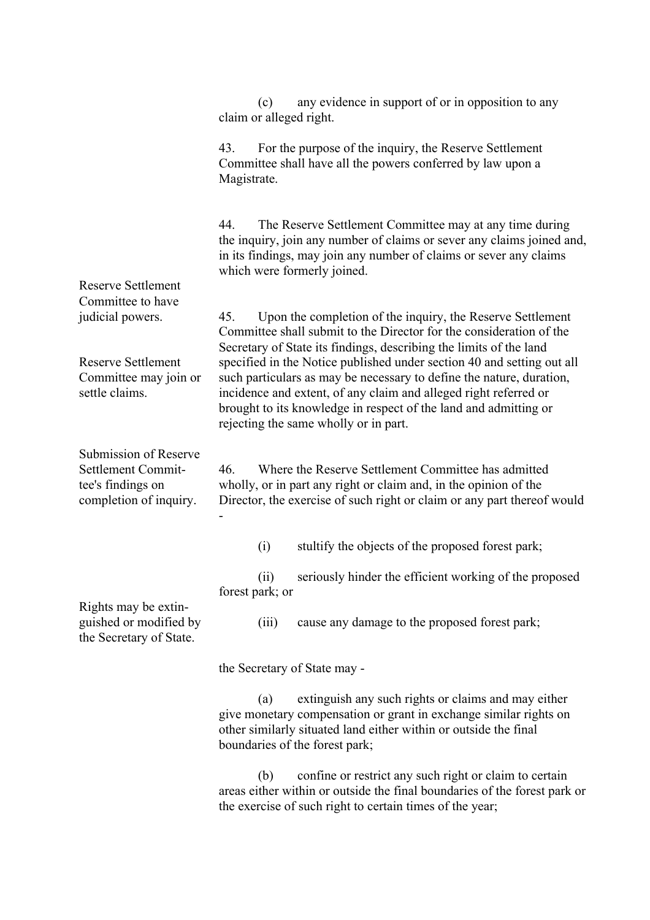(c) any evidence in support of or in opposition to any claim or alleged right.

Reserve Settlement Committee to have judicial powers.

43. For the purpose of the inquiry, the Reserve Settlement Committee shall have all the powers conferred by law upon a Magistrate.

Reserve Settlement Committee may join or settle claims.

44. The Reserve Settlement Committee may at any time during the inquiry, join any number of claims or sever any claims joined and, in its findings, may join any number of claims or sever any claims which were formerly joined.

Submission of Reserve Settlement Committee's findings on completion of inquiry.

45. Upon the completion of the inquiry, the Reserve Settlement Committee shall submit to the Director for the consideration of the Secretary of State its findings, describing the limits of the land specified in the Notice published under section 40 and setting out all such particulars as may be necessary to define the nature, duration, incidence and extent, of any claim and alleged right referred or brought to its knowledge in respect of the land and admitting or rejecting the same wholly or in part.

Rights may be extinguished or modified by the Secretary of State.

46. Where the Reserve Settlement Committee has admitted wholly, or in part any right or claim and, in the opinion of the Director, the exercise of such right or claim or any part thereof would -

(i) stultify the objects of the proposed forest park;

(ii) seriously hinder the efficient working of the proposed forest park; or

(iii) cause any damage to the proposed forest park;

the Secretary of State may -

(a) extinguish any such rights or claims and may either give monetary compensation or grant in exchange similar rights on other similarly situated land either within or outside the final boundaries of the forest park;

(b) confine or restrict any such right or claim to certain areas either within or outside the final boundaries of the forest park or the exercise of such right to certain times of the year;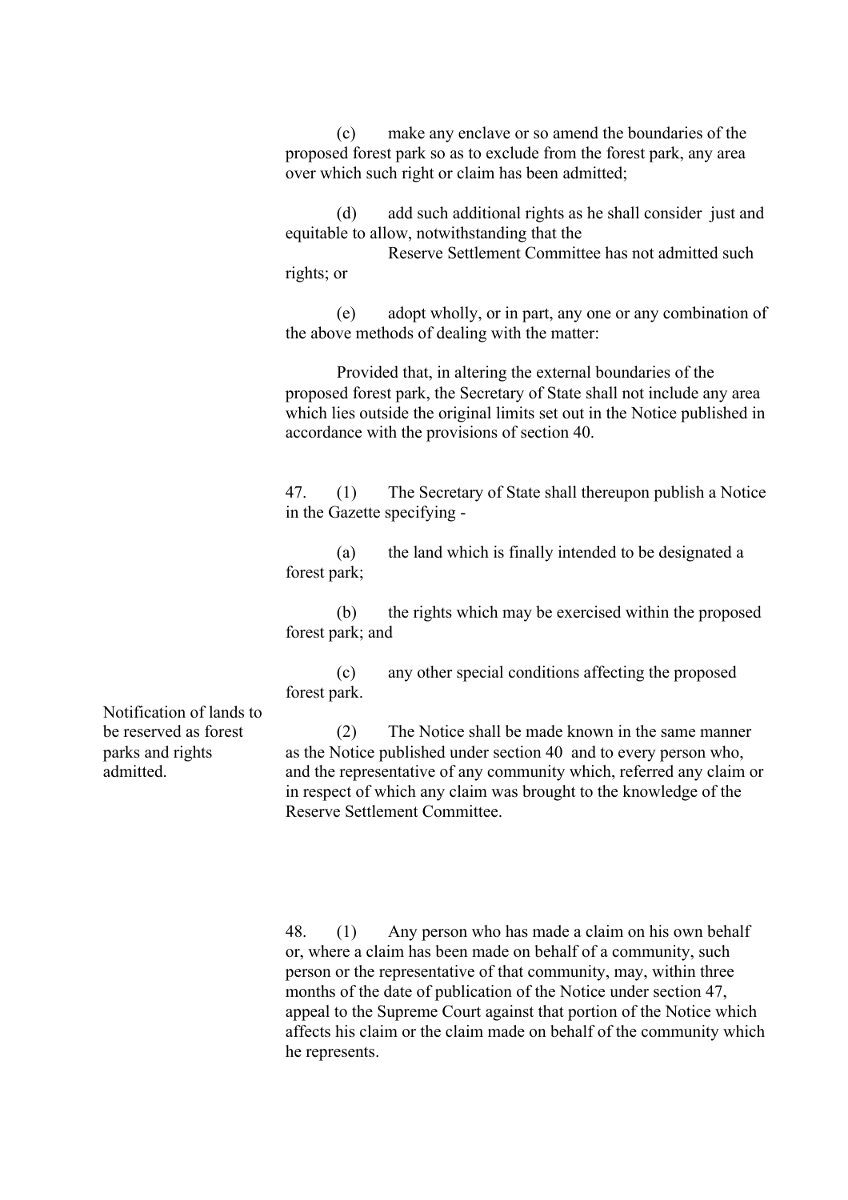(c) make any enclave or so amend the boundaries of the proposed forest park so as to exclude from the forest park, any area over which such right or claim has been admitted;

(d) add such additional rights as he shall consider just and equitable to allow, notwithstanding that the Reserve Settlement Committee has not admitted such rights; or

(e) adopt wholly, or in part, any one or any combination of the above methods of dealing with the matter:

Provided that, in altering the external boundaries of the proposed forest park, the Secretary of State shall not include any area which lies outside the original limits set out in the Notice published in accordance with the provisions of section 40.

*Notification of lands to be reserved as forest parks and rights admitted.*

47. (1) The Secretary of State shall thereupon publish a Notice in the Gazette specifying -

(a) the land which is finally intended to be designated a forest park;

(b) the rights which may be exercised within the proposed forest park; and

(c) any other special conditions affecting the proposed forest park.

(2) The Notice shall be made known in the same manner as the Notice published under section 40 and to every person who, and the representative of any community which, referred any claim or in respect of which any claim was brought to the knowledge of the Reserve Settlement Committee.

48. (1) Any person who has made a claim on his own behalf or, where a claim has been made on behalf of a community, such person or the representative of that community, may, within three months of the date of publication of the Notice under section 47, appeal to the Supreme Court against that portion of the Notice which affects his claim or the claim made on behalf of the community which he represents.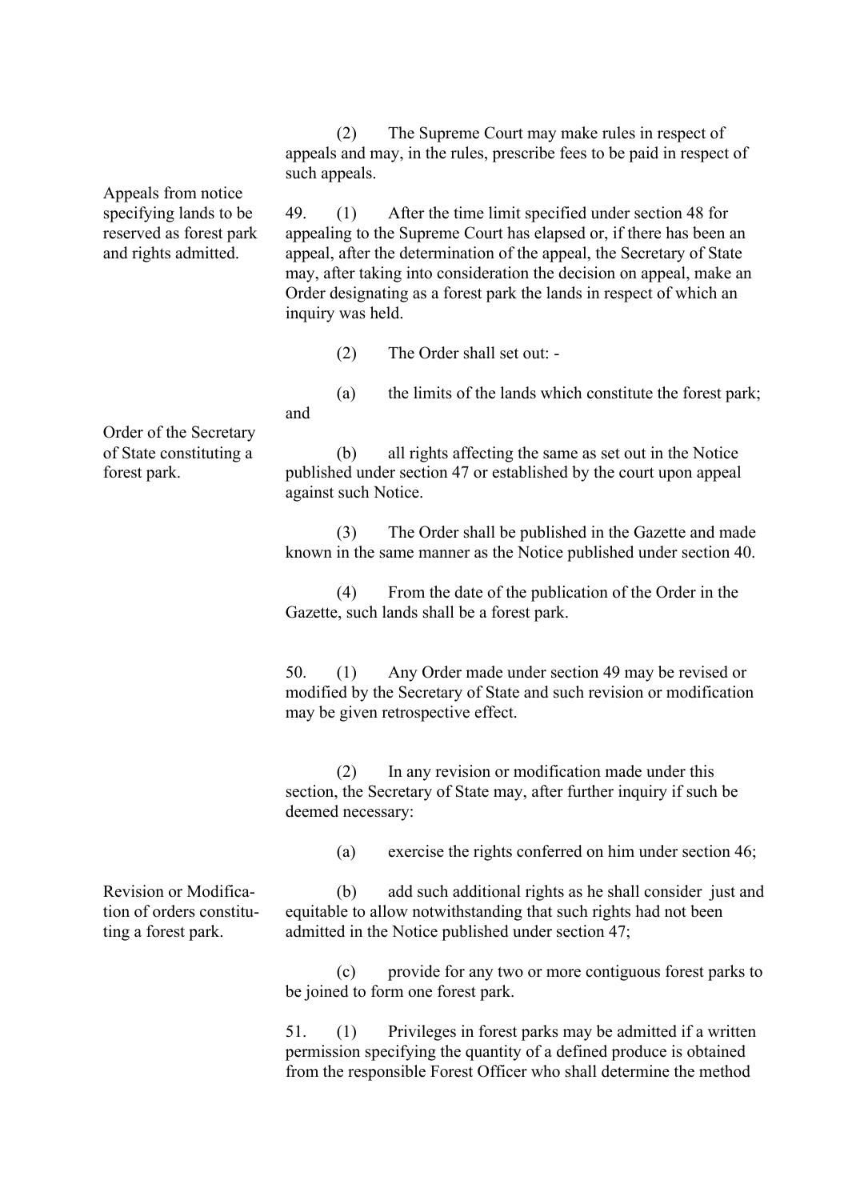(2) The Supreme Court may make rules in respect of appeals and may, in the rules, prescribe fees to be paid in respect of such appeals.

*Appeals from notice specifying lands to be reserved as forest park and rights admitted.*

49. (1) After the time limit specified under section 48 for appealing to the Supreme Court has elapsed or, if there has been an appeal, after the determination of the appeal, the Secretary of State may, after taking into consideration the decision on appeal, make an Order designating as a forest park the lands in respect of which an inquiry was held.

(2) The Order shall set out: -

(a) the limits of the lands which constitute the forest park; and

*Order of the Secretary of State constituting a forest park.*

(b) all rights affecting the same as set out in the Notice published under section 47 or established by the court upon appeal against such Notice.

(3) The Order shall be published in the Gazette and made known in the same manner as the Notice published under section 40.

(4) From the date of the publication of the Order in the Gazette, such lands shall be a forest park.

50. (1) Any Order made under section 49 may be revised or modified by the Secretary of State and such revision or modification may be given retrospective effect.

(2) In any revision or modification made under this section, the Secretary of State may, after further inquiry if such be deemed necessary:

(a) exercise the rights conferred on him under section 46;

*Revision or Modification of orders constituting a forest park.*

(b) add such additional rights as he shall consider just and equitable to allow notwithstanding that such rights had not been admitted in the Notice published under section 47;

(c) provide for any two or more contiguous forest parks to be joined to form one forest park.

51. (1) Privileges in forest parks may be admitted if a written permission specifying the quantity of a defined produce is obtained from the responsible Forest Officer who shall determine the method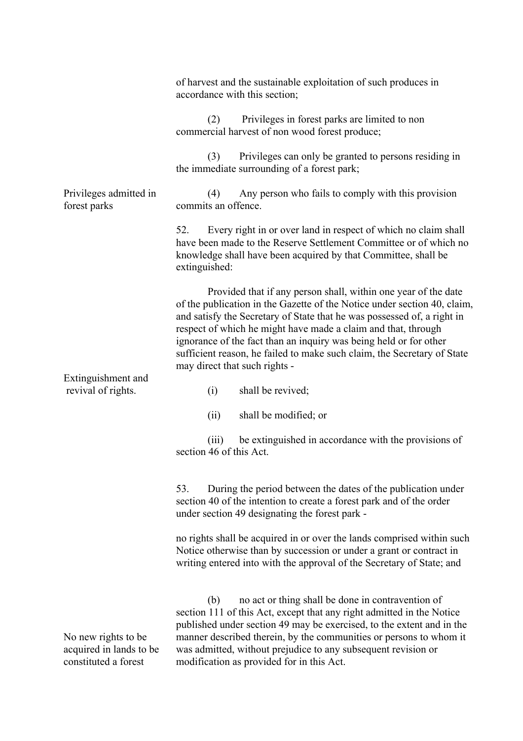of harvest and the sustainable exploitation of such produces in accordance with this section;

(2) Privileges in forest parks are limited to non commercial harvest of non wood forest produce;

(3) Privileges can only be granted to persons residing in the immediate surrounding of a forest park;

*Privileges admitted in forest parks*

(4) Any person who fails to comply with this provision commits an offence.

*Extinguishment and revival of rights.*

52. Every right in or over land in respect of which no claim shall have been made to the Reserve Settlement Committee or of which no knowledge shall have been acquired by that Committee, shall be extinguished:

Provided that if any person shall, within one year of the date of the publication in the Gazette of the Notice under section 40, claim, and satisfy the Secretary of State that he was possessed of, a right in respect of which he might have made a claim and that, through ignorance of the fact than an inquiry was being held or for other sufficient reason, he failed to make such claim, the Secretary of State may direct that such rights -

(i) shall be revived;

(ii) shall be modified; or

(iii) be extinguished in accordance with the provisions of section 46 of this Act.

*No new rights to be acquired in lands to be constituted a forest*

53. During the period between the dates of the publication under section 40 of the intention to create a forest park and of the order under section 49 designating the forest park -

no rights shall be acquired in or over the lands comprised within such Notice otherwise than by succession or under a grant or contract in writing entered into with the approval of the Secretary of State; and

(b) no act or thing shall be done in contravention of section 111 of this Act, except that any right admitted in the Notice published under section 49 may be exercised, to the extent and in the manner described therein, by the communities or persons to whom it was admitted, without prejudice to any subsequent revision or modification as provided for in this Act.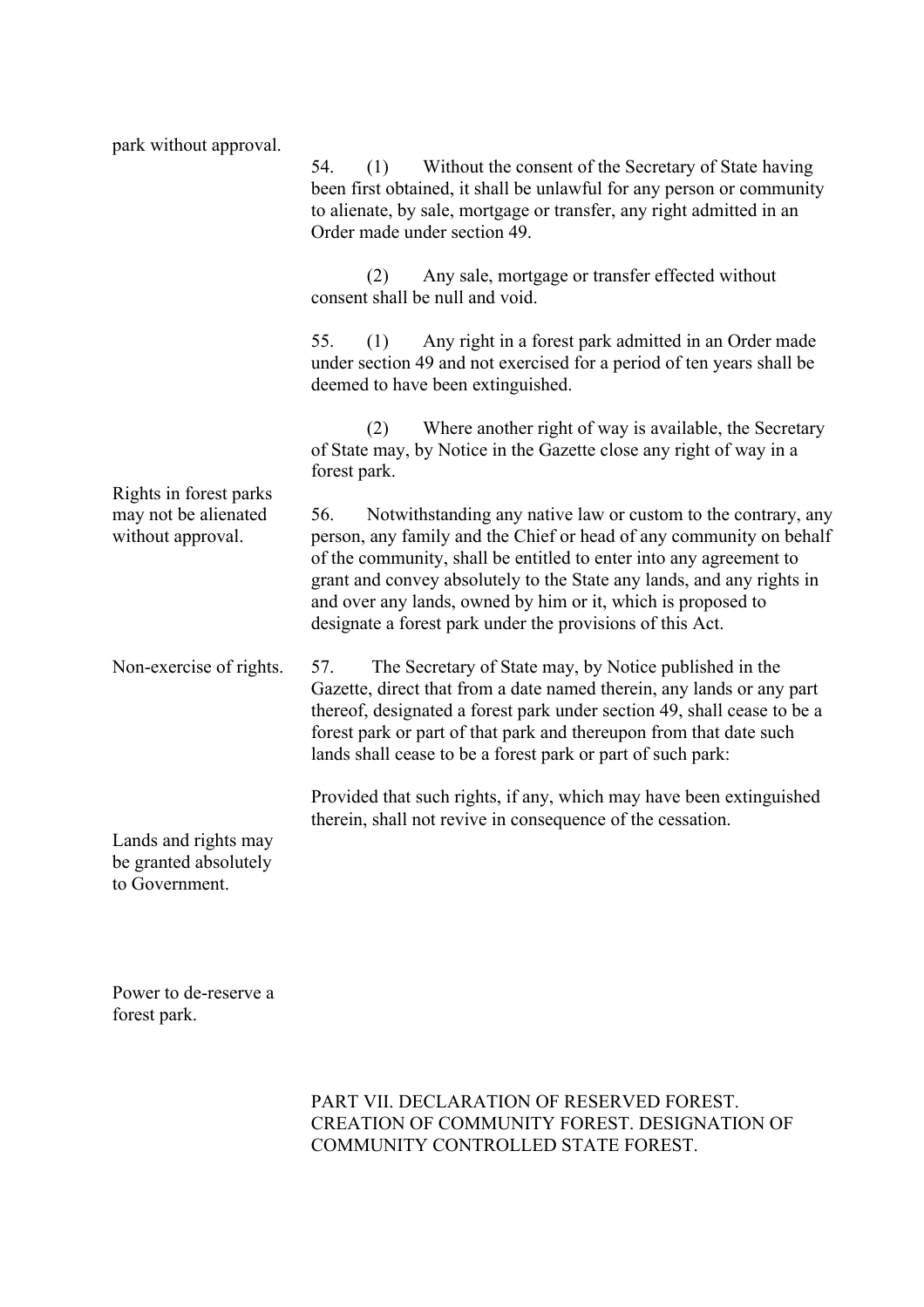park without approval.

54. (1) Without the consent of the Secretary of State having been first obtained, it shall be unlawful for any person or community to alienate, by sale, mortgage or transfer, any right admitted in an Order made under section 49.

(2) Any sale, mortgage or transfer effected without consent shall be null and void.

Rights in forest parks may not be alienated without approval.

55. (1) Any right in a forest park admitted in an Order made under section 49 and not exercised for a period of ten years shall be deemed to have been extinguished.

(2) Where another right of way is available, the Secretary of State may, by Notice in the Gazette close any right of way in a forest park.

Non-exercise of rights.

56. Notwithstanding any native law or custom to the contrary, any person, any family and the Chief or head of any community on behalf of the community, shall be entitled to enter into any agreement to grant and convey absolutely to the State any lands, and any rights in and over any lands, owned by him or it, which is proposed to designate a forest park under the provisions of this Act.

Lands and rights may be granted absolutely to Government.

57. The Secretary of State may, by Notice published in the Gazette, direct that from a date named therein, any lands or any part thereof, designated a forest park under section 49, shall cease to be a forest park or part of that park and thereupon from that date such lands shall cease to be a forest park or part of such park:

Provided that such rights, if any, which may have been extinguished therein, shall not revive in consequence of the cessation.

Power to de-reserve a forest park.

## PART VII. DECLARATION OF RESERVED FOREST. CREATION OF COMMUNITY FOREST. DESIGNATION OF COMMUNITY CONTROLLED STATE FOREST.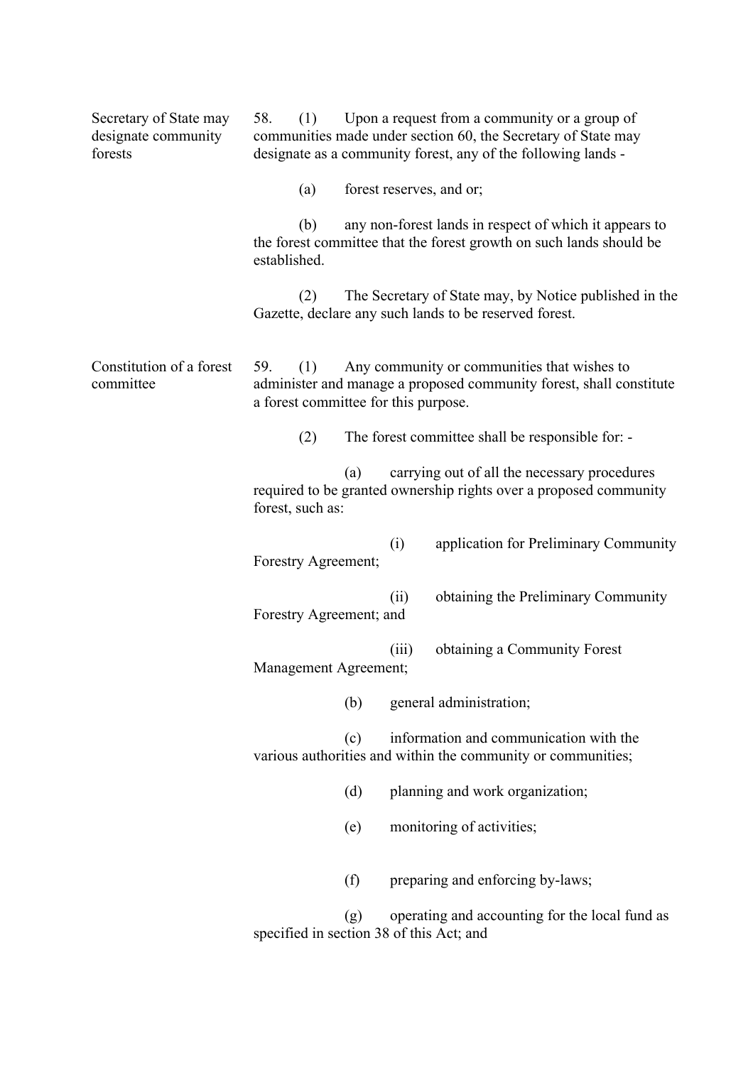**Secretary of State may designate community forests**

58. (1) Upon a request from a community or a group of communities made under section 60, the Secretary of State may designate as a community forest, any of the following lands -

(a) forest reserves, and or;

(b) any non-forest lands in respect of which it appears to the forest committee that the forest growth on such lands should be established.

(2) The Secretary of State may, by Notice published in the Gazette, declare any such lands to be reserved forest.

**Constitution of a forest committee**

59. (1) Any community or communities that wishes to administer and manage a proposed community forest, shall constitute a forest committee for this purpose.

(2) The forest committee shall be responsible for: -

(a) carrying out of all the necessary procedures required to be granted ownership rights over a proposed community forest, such as:

(i) application for Preliminary Community Forestry Agreement;

(ii) obtaining the Preliminary Community Forestry Agreement; and

(iii) obtaining a Community Forest Management Agreement;

(b) general administration;

(c) information and communication with the various authorities and within the community or communities;

(d) planning and work organization;

(e) monitoring of activities;

(f) preparing and enforcing by-laws;

(g) operating and accounting for the local fund as specified in section 38 of this Act; and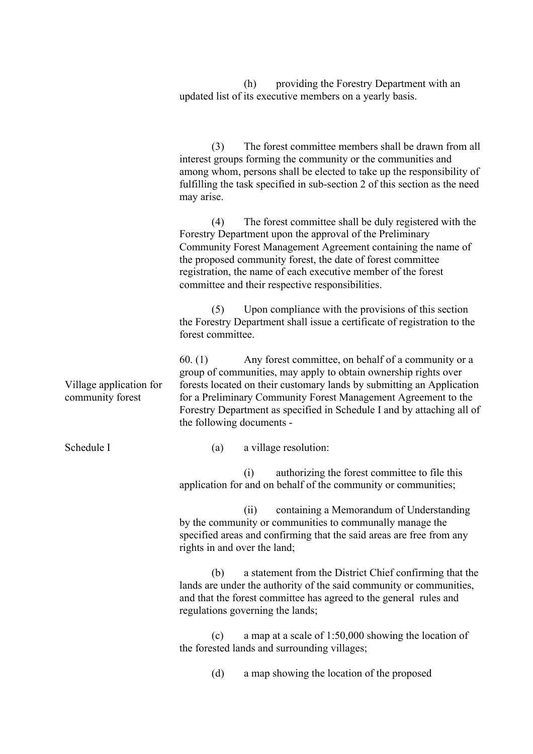(h) providing the Forestry Department with an updated list of its executive members on a yearly basis.

(3) The forest committee members shall be drawn from all interest groups forming the community or the communities and among whom, persons shall be elected to take up the responsibility of fulfilling the task specified in sub-section 2 of this section as the need may arise.

(4) The forest committee shall be duly registered with the Forestry Department upon the approval of the Preliminary Community Forest Management Agreement containing the name of the proposed community forest, the date of forest committee registration, the name of each executive member of the forest committee and their respective responsibilities.

(5) Upon compliance with the provisions of this section the Forestry Department shall issue a certificate of registration to the forest committee.

**Village application for community forest**

60. (1) Any forest committee, on behalf of a community or a group of communities, may apply to obtain ownership rights over forests located on their customary lands by submitting an Application for a Preliminary Community Forest Management Agreement to the Forestry Department as specified in Schedule I and by attaching all of the following documents -

*Schedule I*

(a) a village resolution:

(i) authorizing the forest committee to file this application for and on behalf of the community or communities;

(ii) containing a Memorandum of Understanding by the community or communities to communally manage the specified areas and confirming that the said areas are free from any rights in and over the land;

(b) a statement from the District Chief confirming that the lands are under the authority of the said community or communities, and that the forest committee has agreed to the general rules and regulations governing the lands;

(c) a map at a scale of 1:50,000 showing the location of the forested lands and surrounding villages;

(d) a map showing the location of the proposed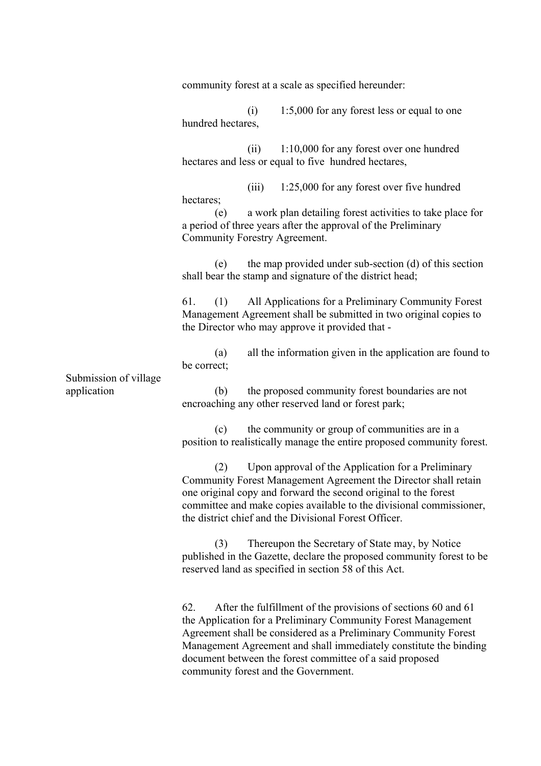community forest at a scale as specified hereunder:

(i) 1:5,000 for any forest less or equal to one hundred hectares,

(ii) 1:10,000 for any forest over one hundred hectares and less or equal to five hundred hectares,

(iii) 1:25,000 for any forest over five hundred hectares;

(e) a work plan detailing forest activities to take place for a period of three years after the approval of the Preliminary Community Forestry Agreement.

(e) the map provided under sub-section (d) of this section shall bear the stamp and signature of the district head;

Submission of village application

61. (1) All Applications for a Preliminary Community Forest Management Agreement shall be submitted in two original copies to the Director who may approve it provided that -

(a) all the information given in the application are found to be correct;

(b) the proposed community forest boundaries are not encroaching any other reserved land or forest park;

(c) the community or group of communities are in a position to realistically manage the entire proposed community forest.

(2) Upon approval of the Application for a Preliminary Community Forest Management Agreement the Director shall retain one original copy and forward the second original to the forest committee and make copies available to the divisional commissioner, the district chief and the Divisional Forest Officer.

(3) Thereupon the Secretary of State may, by Notice published in the Gazette, declare the proposed community forest to be reserved land as specified in section 58 of this Act.

62. After the fulfillment of the provisions of sections 60 and 61 the Application for a Preliminary Community Forest Management Agreement shall be considered as a Preliminary Community Forest Management Agreement and shall immediately constitute the binding document between the forest committee of a said proposed community forest and the Government.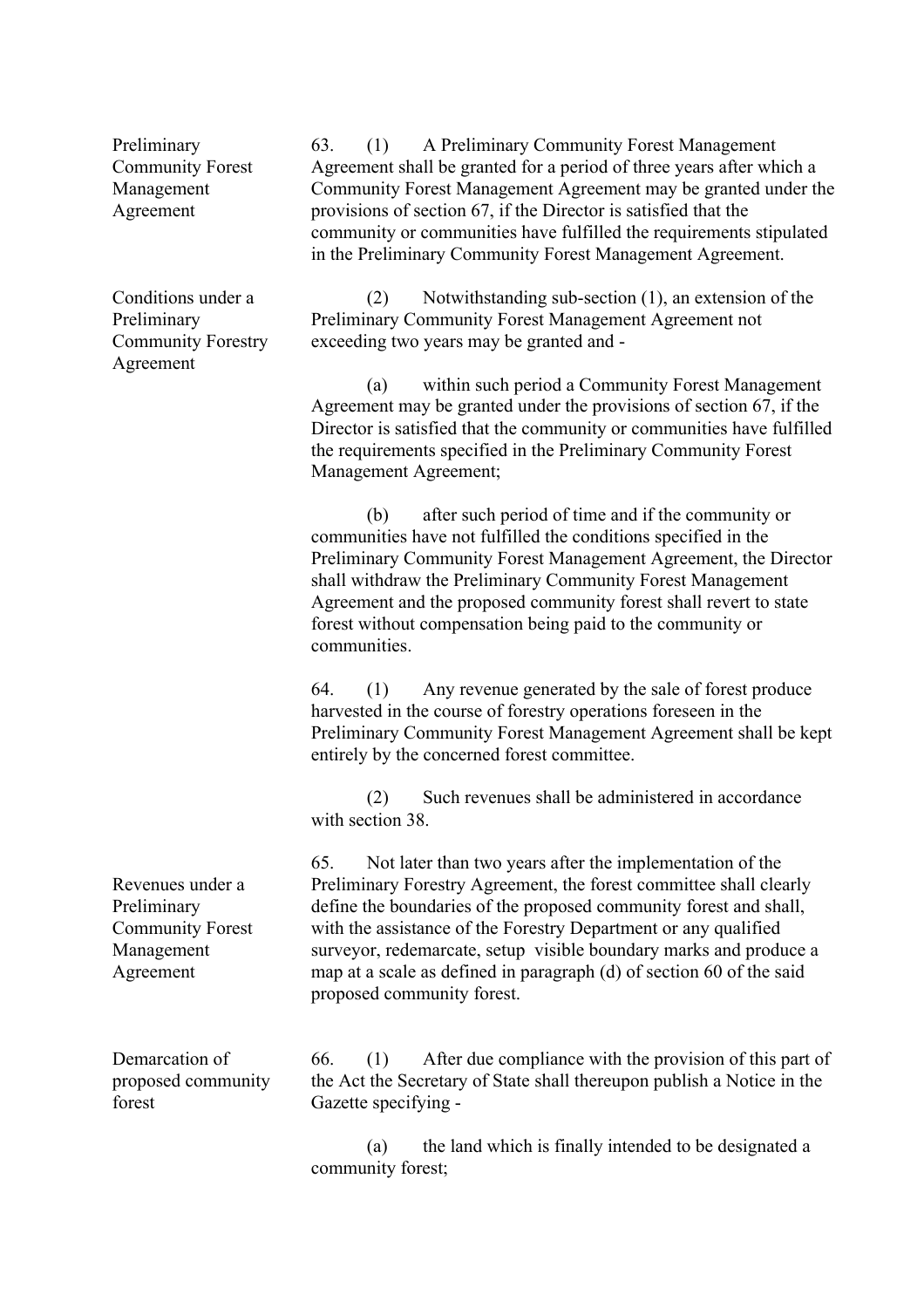**Preliminary Community Forest Management Agreement**

63. (1) A Preliminary Community Forest Management Agreement shall be granted for a period of three years after which a Community Forest Management Agreement may be granted under the provisions of section 67, if the Director is satisfied that the community or communities have fulfilled the requirements stipulated in the Preliminary Community Forest Management Agreement.

**Conditions under a Preliminary Community Forestry Agreement**

(2) Notwithstanding sub-section (1), an extension of the Preliminary Community Forest Management Agreement not exceeding two years may be granted and -

(a) within such period a Community Forest Management Agreement may be granted under the provisions of section 67, if the Director is satisfied that the community or communities have fulfilled the requirements specified in the Preliminary Community Forest Management Agreement;

(b) after such period of time and if the community or communities have not fulfilled the conditions specified in the Preliminary Community Forest Management Agreement, the Director shall withdraw the Preliminary Community Forest Management Agreement and the proposed community forest shall revert to state forest without compensation being paid to the community or communities.

**Revenues under a Preliminary Community Forest Management Agreement**

64. (1) Any revenue generated by the sale of forest produce harvested in the course of forestry operations foreseen in the Preliminary Community Forest Management Agreement shall be kept entirely by the concerned forest committee.

(2) Such revenues shall be administered in accordance with section 38.

**Demarcation of proposed community forest**

65. Not later than two years after the implementation of the Preliminary Forestry Agreement, the forest committee shall clearly define the boundaries of the proposed community forest and shall, with the assistance of the Forestry Department or any qualified surveyor, redemarcate, setup visible boundary marks and produce a map at a scale as defined in paragraph (d) of section 60 of the said proposed community forest.

66. (1) After due compliance with the provision of this part of the Act the Secretary of State shall thereupon publish a Notice in the Gazette specifying -

(a) the land which is finally intended to be designated a community forest;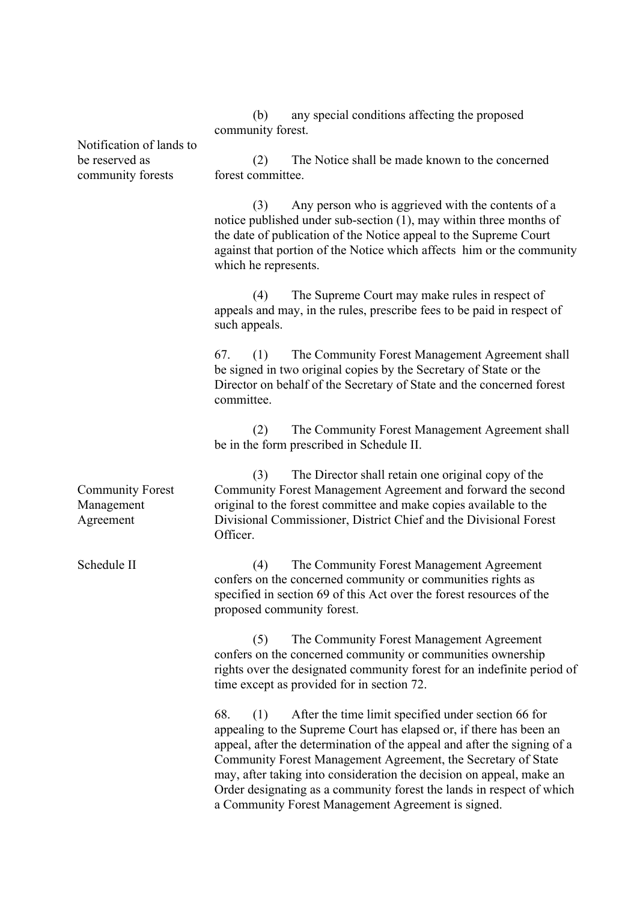(b) any special conditions affecting the proposed community forest.

**Notification of lands to be reserved as community forests**

(2) The Notice shall be made known to the concerned forest committee.

(3) Any person who is aggrieved with the contents of a notice published under sub-section (1), may within three months of the date of publication of the Notice appeal to the Supreme Court against that portion of the Notice which affects him or the community which he represents.

(4) The Supreme Court may make rules in respect of appeals and may, in the rules, prescribe fees to be paid in respect of such appeals.

**Community Forest Management Agreement**

67. (1) The Community Forest Management Agreement shall be signed in two original copies by the Secretary of State or the Director on behalf of the Secretary of State and the concerned forest committee.

(2) The Community Forest Management Agreement shall be in the form prescribed in Schedule II.

(3) The Director shall retain one original copy of the Community Forest Management Agreement and forward the second original to the forest committee and make copies available to the Divisional Commissioner, District Chief and the Divisional Forest Officer.

*Schedule II*

(4) The Community Forest Management Agreement confers on the concerned community or communities rights as specified in section 69 of this Act over the forest resources of the proposed community forest.

(5) The Community Forest Management Agreement confers on the concerned community or communities ownership rights over the designated community forest for an indefinite period of time except as provided for in section 72.

68. (1) After the time limit specified under section 66 for appealing to the Supreme Court has elapsed or, if there has been an appeal, after the determination of the appeal and after the signing of a Community Forest Management Agreement, the Secretary of State may, after taking into consideration the decision on appeal, make an Order designating as a community forest the lands in respect of which a Community Forest Management Agreement is signed.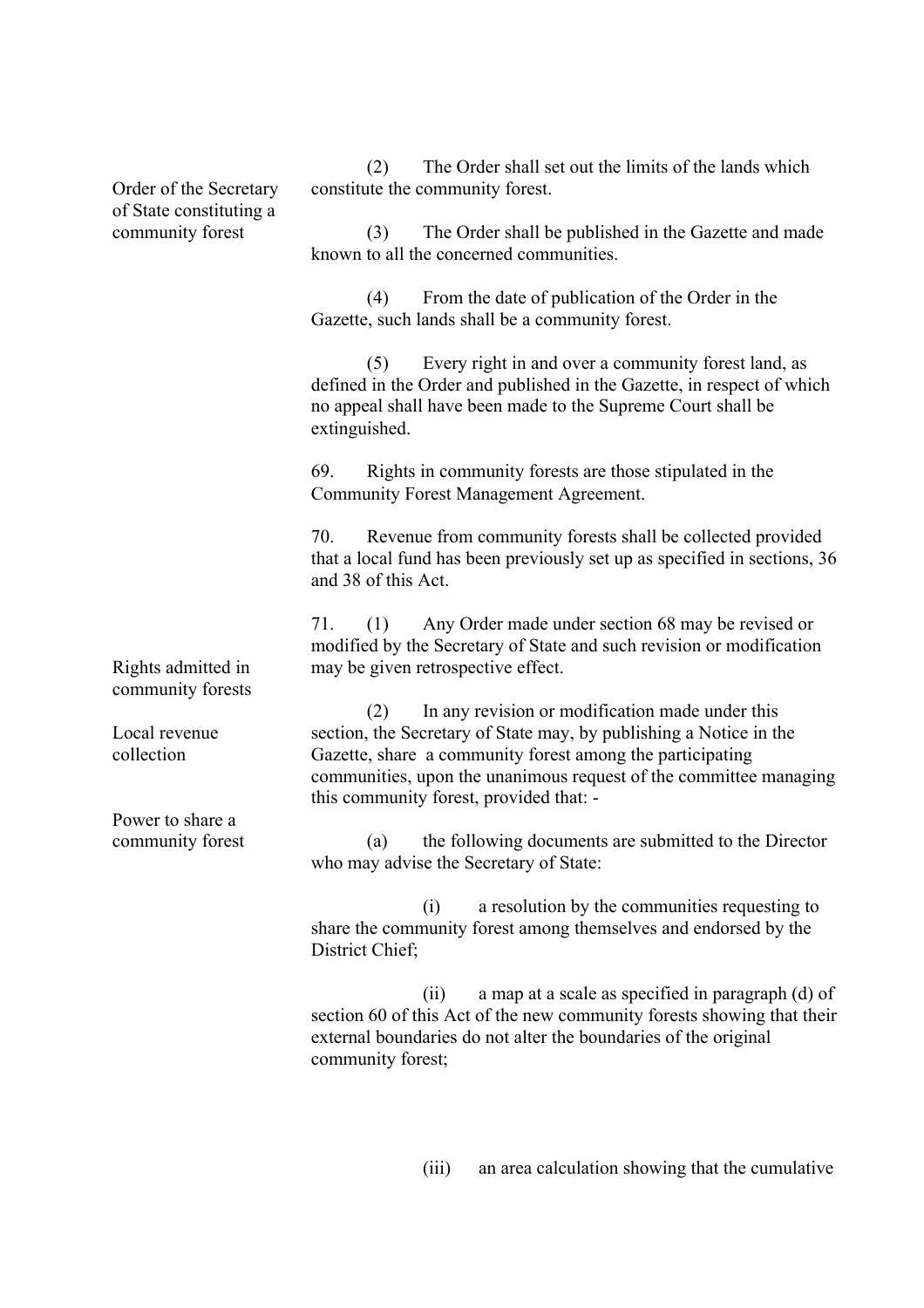Order of the Secretary of State constituting a community forest

(2) The Order shall set out the limits of the lands which constitute the community forest.

(3) The Order shall be published in the Gazette and made known to all the concerned communities.

(4) From the date of publication of the Order in the Gazette, such lands shall be a community forest.

(5) Every right in and over a community forest land, as defined in the Order and published in the Gazette, in respect of which no appeal shall have been made to the Supreme Court shall be extinguished.

Rights admitted in community forests

69. Rights in community forests are those stipulated in the Community Forest Management Agreement.

Local revenue collection

70. Revenue from community forests shall be collected provided that a local fund has been previously set up as specified in sections, 36 and 38 of this Act.

Power to share a community forest

71. (1) Any Order made under section 68 may be revised or modified by the Secretary of State and such revision or modification may be given retrospective effect.

(2) In any revision or modification made under this section, the Secretary of State may, by publishing a Notice in the Gazette, share a community forest among the participating communities, upon the unanimous request of the committee managing this community forest, provided that: -

(a) the following documents are submitted to the Director who may advise the Secretary of State:

(i) a resolution by the communities requesting to share the community forest among themselves and endorsed by the District Chief;

(ii) a map at a scale as specified in paragraph (d) of section 60 of this Act of the new community forests showing that their external boundaries do not alter the boundaries of the original community forest;

(iii) an area calculation showing that the cumulative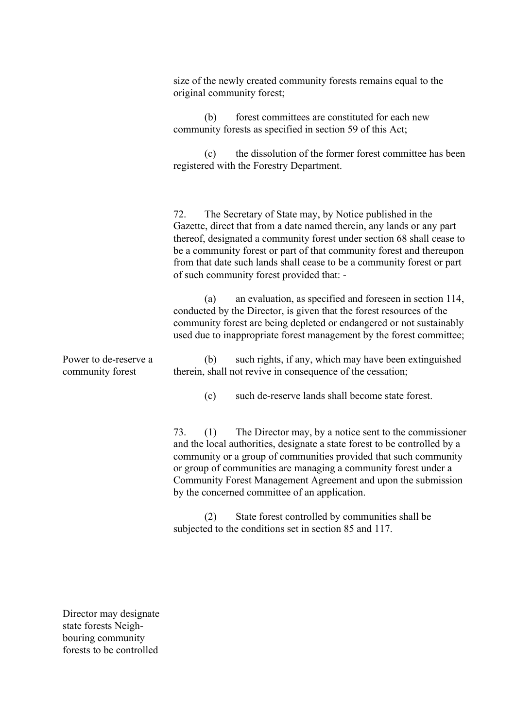size of the newly created community forests remains equal to the original community forest;

(b) forest committees are constituted for each new community forests as specified in section 59 of this Act;

(c) the dissolution of the former forest committee has been registered with the Forestry Department.

**Power to de-reserve a community forest**

72. The Secretary of State may, by Notice published in the Gazette, direct that from a date named therein, any lands or any part thereof, designated a community forest under section 68 shall cease to be a community forest or part of that community forest and thereupon from that date such lands shall cease to be a community forest or part of such community forest provided that: -

(a) an evaluation, as specified and foreseen in section 114, conducted by the Director, is given that the forest resources of the community forest are being depleted or endangered or not sustainably used due to inappropriate forest management by the forest committee;

(b) such rights, if any, which may have been extinguished therein, shall not revive in consequence of the cessation;

(c) such de-reserve lands shall become state forest.

**Director may designate state forests Neighbouring community forests to be controlled**

73. (1) The Director may, by a notice sent to the commissioner and the local authorities, designate a state forest to be controlled by a community or a group of communities provided that such community or group of communities are managing a community forest under a Community Forest Management Agreement and upon the submission by the concerned committee of an application.

(2) State forest controlled by communities shall be subjected to the conditions set in section 85 and 117.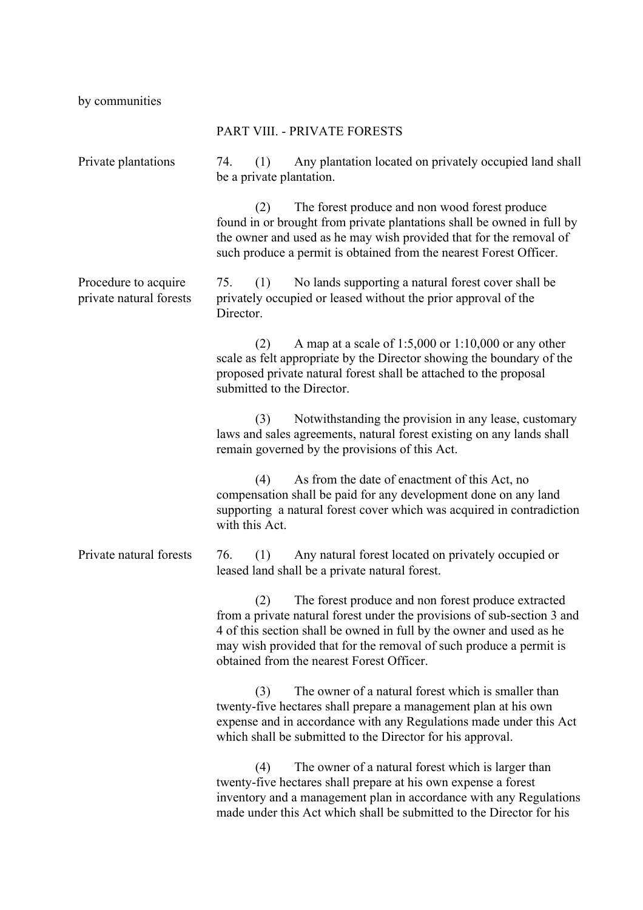by communities

## PART VIII. - PRIVATE FORESTS

**Private plantations**

74. (1) Any plantation located on privately occupied land shall be a private plantation.

(2) The forest produce and non wood forest produce found in or brought from private plantations shall be owned in full by the owner and used as he may wish provided that for the removal of such produce a permit is obtained from the nearest Forest Officer.

**Procedure to acquire private natural forests**

75. (1) No lands supporting a natural forest cover shall be privately occupied or leased without the prior approval of the Director.

(2) A map at a scale of 1:5,000 or 1:10,000 or any other scale as felt appropriate by the Director showing the boundary of the proposed private natural forest shall be attached to the proposal submitted to the Director.

(3) Notwithstanding the provision in any lease, customary laws and sales agreements, natural forest existing on any lands shall remain governed by the provisions of this Act.

(4) As from the date of enactment of this Act, no compensation shall be paid for any development done on any land supporting a natural forest cover which was acquired in contradiction with this Act.

**Private natural forests**

76. (1) Any natural forest located on privately occupied or leased land shall be a private natural forest.

(2) The forest produce and non forest produce extracted from a private natural forest under the provisions of sub-section 3 and 4 of this section shall be owned in full by the owner and used as he may wish provided that for the removal of such produce a permit is obtained from the nearest Forest Officer.

(3) The owner of a natural forest which is smaller than twenty-five hectares shall prepare a management plan at his own expense and in accordance with any Regulations made under this Act which shall be submitted to the Director for his approval.

(4) The owner of a natural forest which is larger than twenty-five hectares shall prepare at his own expense a forest inventory and a management plan in accordance with any Regulations made under this Act which shall be submitted to the Director for his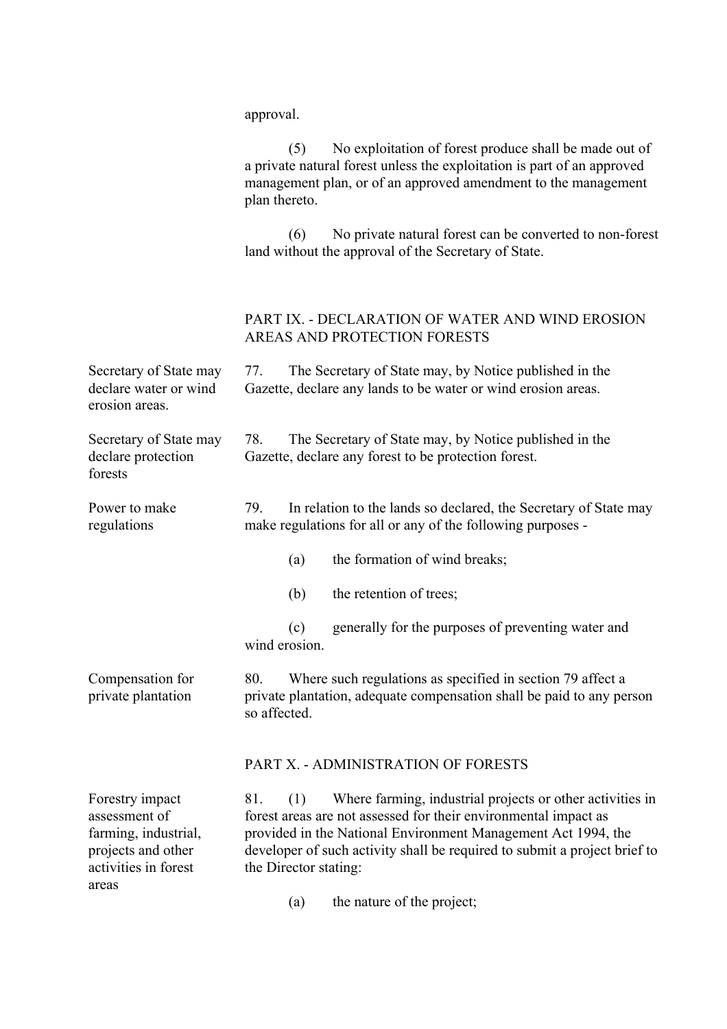approval.

(5) No exploitation of forest produce shall be made out of a private natural forest unless the exploitation is part of an approved management plan, or of an approved amendment to the management plan thereto.

(6) No private natural forest can be converted to non-forest land without the approval of the Secretary of State.

## PART IX. - DECLARATION OF WATER AND WIND EROSION AREAS AND PROTECTION FORESTS

*Secretary of State may declare water or wind erosion areas.*

77. The Secretary of State may, by Notice published in the Gazette, declare any lands to be water or wind erosion areas.

*Secretary of State may declare protection forests*

78. The Secretary of State may, by Notice published in the Gazette, declare any forest to be protection forest.

*Power to make regulations*

79. In relation to the lands so declared, the Secretary of State may make regulations for all or any of the following purposes -

(a) the formation of wind breaks;

(b) the retention of trees;

(c) generally for the purposes of preventing water and wind erosion.

*Compensation for private plantation*

80. Where such regulations as specified in section 79 affect a private plantation, adequate compensation shall be paid to any person so affected.

## PART X. - ADMINISTRATION OF FORESTS

*Forestry impact assessment of farming, industrial, projects and other activities in forest areas*

81. (1) Where farming, industrial projects or other activities in forest areas are not assessed for their environmental impact as provided in the National Environment Management Act 1994, the developer of such activity shall be required to submit a project brief to the Director stating:

(a) the nature of the project;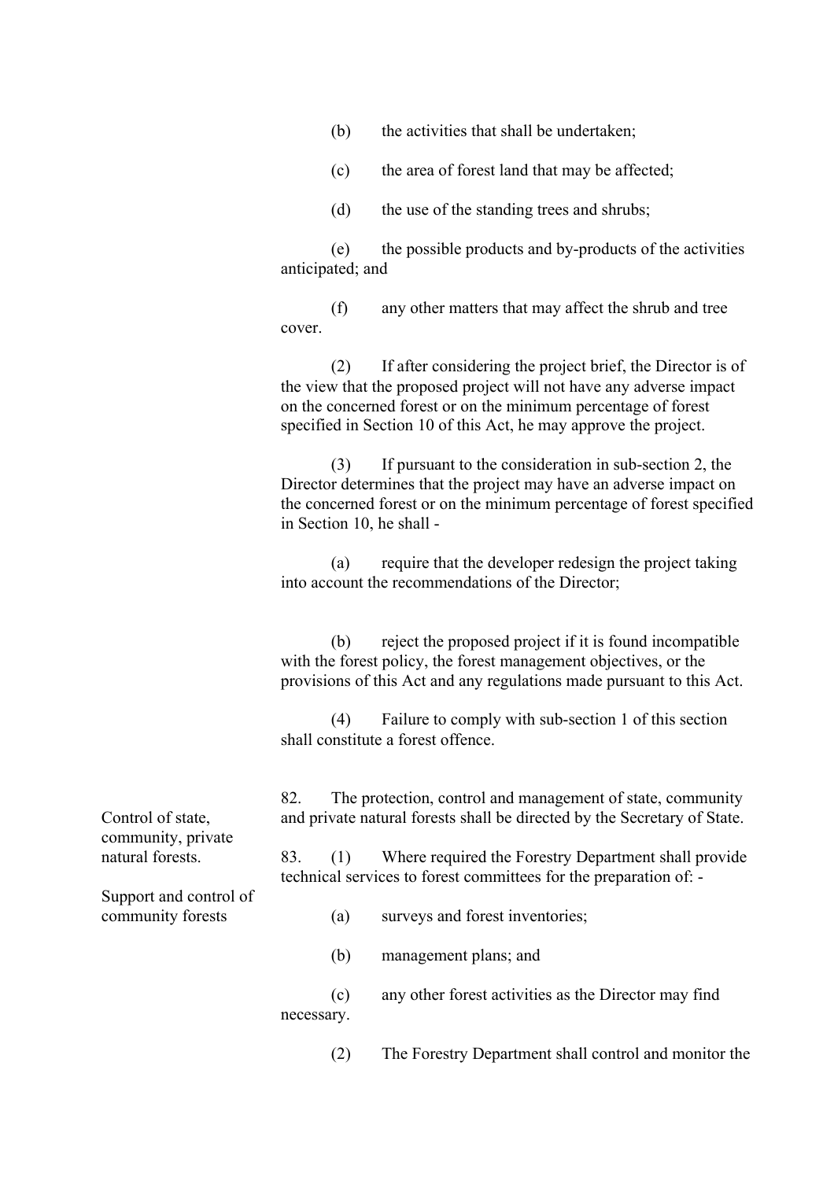(b) the activities that shall be undertaken;

(c) the area of forest land that may be affected;

(d) the use of the standing trees and shrubs;

(e) the possible products and by-products of the activities anticipated; and

(f) any other matters that may affect the shrub and tree cover.

(2) If after considering the project brief, the Director is of the view that the proposed project will not have any adverse impact on the concerned forest or on the minimum percentage of forest specified in Section 10 of this Act, he may approve the project.

(3) If pursuant to the consideration in sub-section 2, the Director determines that the project may have an adverse impact on the concerned forest or on the minimum percentage of forest specified in Section 10, he shall -

(a) require that the developer redesign the project taking into account the recommendations of the Director;

(b) reject the proposed project if it is found incompatible with the forest policy, the forest management objectives, or the provisions of this Act and any regulations made pursuant to this Act.

(4) Failure to comply with sub-section 1 of this section shall constitute a forest offence.

*Control of state, community, private natural forests.*

82. The protection, control and management of state, community and private natural forests shall be directed by the Secretary of State.

*Support and control of community forests*

83. (1) Where required the Forestry Department shall provide technical services to forest committees for the preparation of: -

(a) surveys and forest inventories;

(b) management plans; and

(c) any other forest activities as the Director may find necessary.

(2) The Forestry Department shall control and monitor the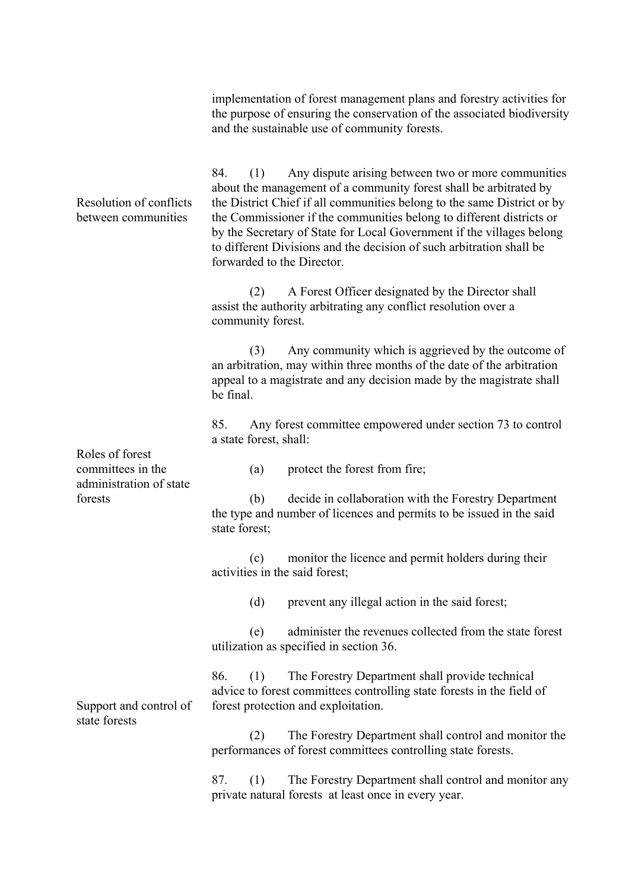implementation of forest management plans and forestry activities for the purpose of ensuring the conservation of the associated biodiversity and the sustainable use of community forests.

**Resolution of conflicts between communities**

84. (1) Any dispute arising between two or more communities about the management of a community forest shall be arbitrated by the District Chief if all communities belong to the same District or by the Commissioner if the communities belong to different districts or by the Secretary of State for Local Government if the villages belong to different Divisions and the decision of such arbitration shall be forwarded to the Director.

(2) A Forest Officer designated by the Director shall assist the authority arbitrating any conflict resolution over a community forest.

(3) Any community which is aggrieved by the outcome of an arbitration, may within three months of the date of the arbitration appeal to a magistrate and any decision made by the magistrate shall be final.

**Roles of forest committees in the administration of state forests**

85. Any forest committee empowered under section 73 to control a state forest, shall:

(a) protect the forest from fire;

(b) decide in collaboration with the Forestry Department the type and number of licences and permits to be issued in the said state forest;

(c) monitor the licence and permit holders during their activities in the said forest;

(d) prevent any illegal action in the said forest;

(e) administer the revenues collected from the state forest utilization as specified in section 36.

**Support and control of state forests**

86. (1) The Forestry Department shall provide technical advice to forest committees controlling state forests in the field of forest protection and exploitation.

(2) The Forestry Department shall control and monitor the performances of forest committees controlling state forests.

87. (1) The Forestry Department shall control and monitor any private natural forests at least once in every year.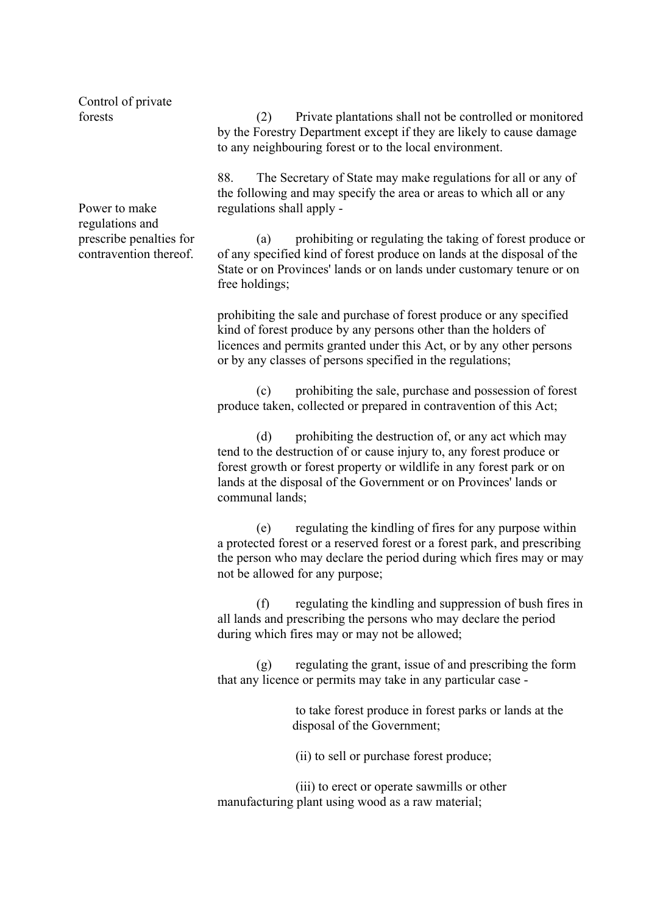Control of private forests

(2) Private plantations shall not be controlled or monitored by the Forestry Department except if they are likely to cause damage to any neighbouring forest or to the local environment.

Power to make regulations and prescribe penalties for contravention thereof.

88. The Secretary of State may make regulations for all or any of the following and may specify the area or areas to which all or any regulations shall apply -

(a) prohibiting or regulating the taking of forest produce or of any specified kind of forest produce on lands at the disposal of the State or on Provinces' lands or on lands under customary tenure or on free holdings;

prohibiting the sale and purchase of forest produce or any specified kind of forest produce by any persons other than the holders of licences and permits granted under this Act, or by any other persons or by any classes of persons specified in the regulations;

(c) prohibiting the sale, purchase and possession of forest produce taken, collected or prepared in contravention of this Act;

(d) prohibiting the destruction of, or any act which may tend to the destruction of or cause injury to, any forest produce or forest growth or forest property or wildlife in any forest park or on lands at the disposal of the Government or on Provinces' lands or communal lands;

(e) regulating the kindling of fires for any purpose within a protected forest or a reserved forest or a forest park, and prescribing the person who may declare the period during which fires may or may not be allowed for any purpose;

(f) regulating the kindling and suppression of bush fires in all lands and prescribing the persons who may declare the period during which fires may or may not be allowed;

(g) regulating the grant, issue of and prescribing the form that any licence or permits may take in any particular case -

to take forest produce in forest parks or lands at the disposal of the Government;

(ii) to sell or purchase forest produce;

(iii) to erect or operate sawmills or other manufacturing plant using wood as a raw material;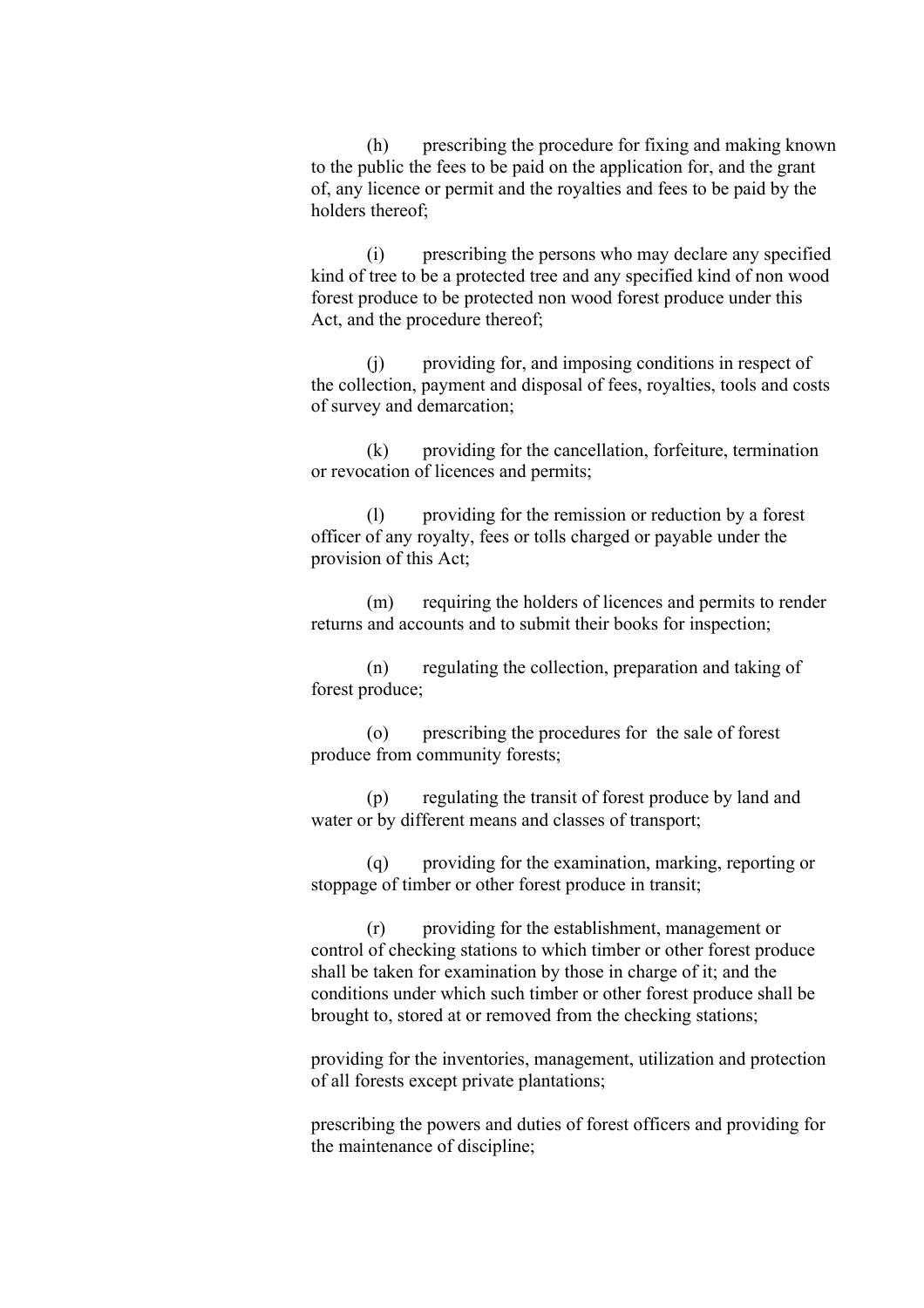(h) prescribing the procedure for fixing and making known to the public the fees to be paid on the application for, and the grant of, any licence or permit and the royalties and fees to be paid by the holders thereof;

(i) prescribing the persons who may declare any specified kind of tree to be a protected tree and any specified kind of non wood forest produce to be protected non wood forest produce under this Act, and the procedure thereof;

(j) providing for, and imposing conditions in respect of the collection, payment and disposal of fees, royalties, tools and costs of survey and demarcation;

(k) providing for the cancellation, forfeiture, termination or revocation of licences and permits;

(l) providing for the remission or reduction by a forest officer of any royalty, fees or tolls charged or payable under the provision of this Act;

(m) requiring the holders of licences and permits to render returns and accounts and to submit their books for inspection;

(n) regulating the collection, preparation and taking of forest produce;

(o) prescribing the procedures for the sale of forest produce from community forests;

(p) regulating the transit of forest produce by land and water or by different means and classes of transport;

(q) providing for the examination, marking, reporting or stoppage of timber or other forest produce in transit;

(r) providing for the establishment, management or control of checking stations to which timber or other forest produce shall be taken for examination by those in charge of it; and the conditions under which such timber or other forest produce shall be brought to, stored at or removed from the checking stations;

providing for the inventories, management, utilization and protection of all forests except private plantations;

prescribing the powers and duties of forest officers and providing for the maintenance of discipline;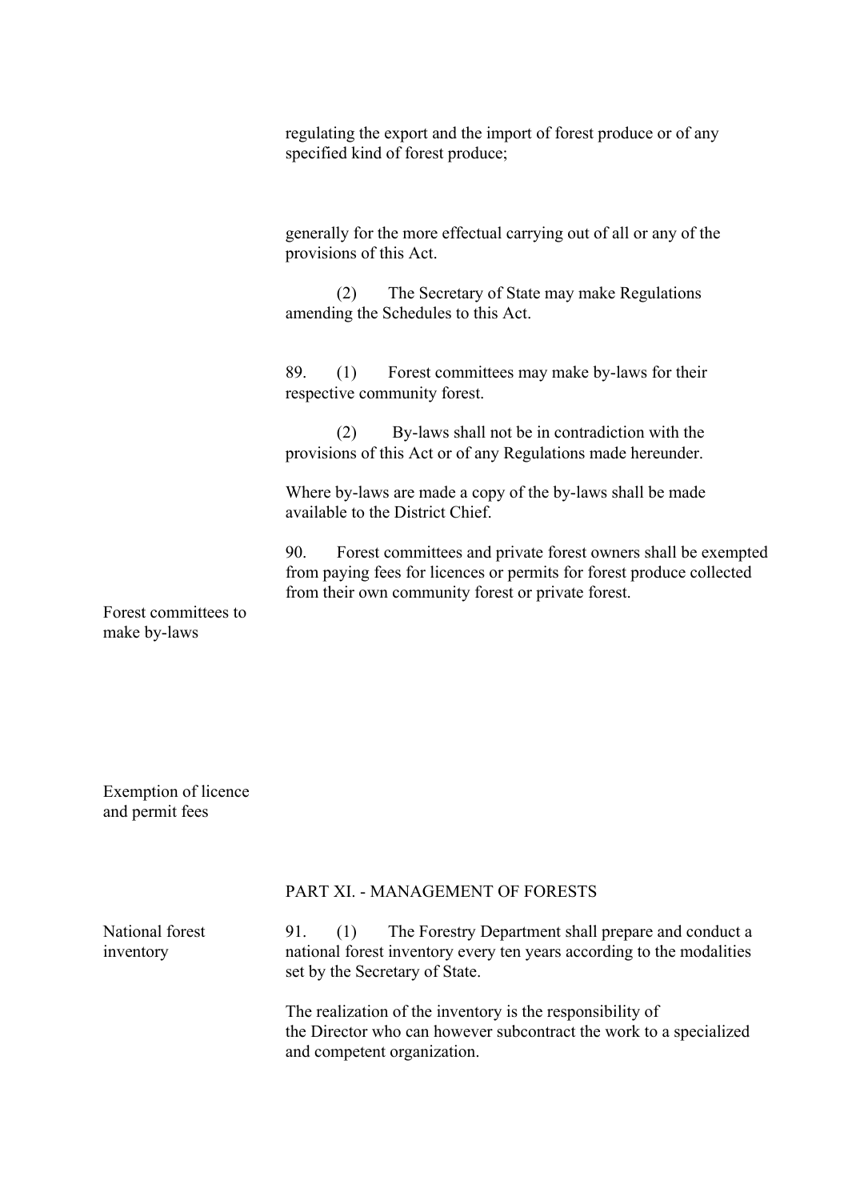regulating the export and the import of forest produce or of any specified kind of forest produce;

generally for the more effectual carrying out of all or any of the provisions of this Act.

(2) The Secretary of State may make Regulations amending the Schedules to this Act.

**Forest committees to make by-laws**

89. (1) Forest committees may make by-laws for their respective community forest.

(2) By-laws shall not be in contradiction with the provisions of this Act or of any Regulations made hereunder.

Where by-laws are made a copy of the by-laws shall be made available to the District Chief.

**Exemption of licence and permit fees**

90. Forest committees and private forest owners shall be exempted from paying fees for licences or permits for forest produce collected from their own community forest or private forest.

## PART XI. - MANAGEMENT OF FORESTS

**National forest inventory**

91. (1) The Forestry Department shall prepare and conduct a national forest inventory every ten years according to the modalities set by the Secretary of State.

The realization of the inventory is the responsibility of the Director who can however subcontract the work to a specialized and competent organization.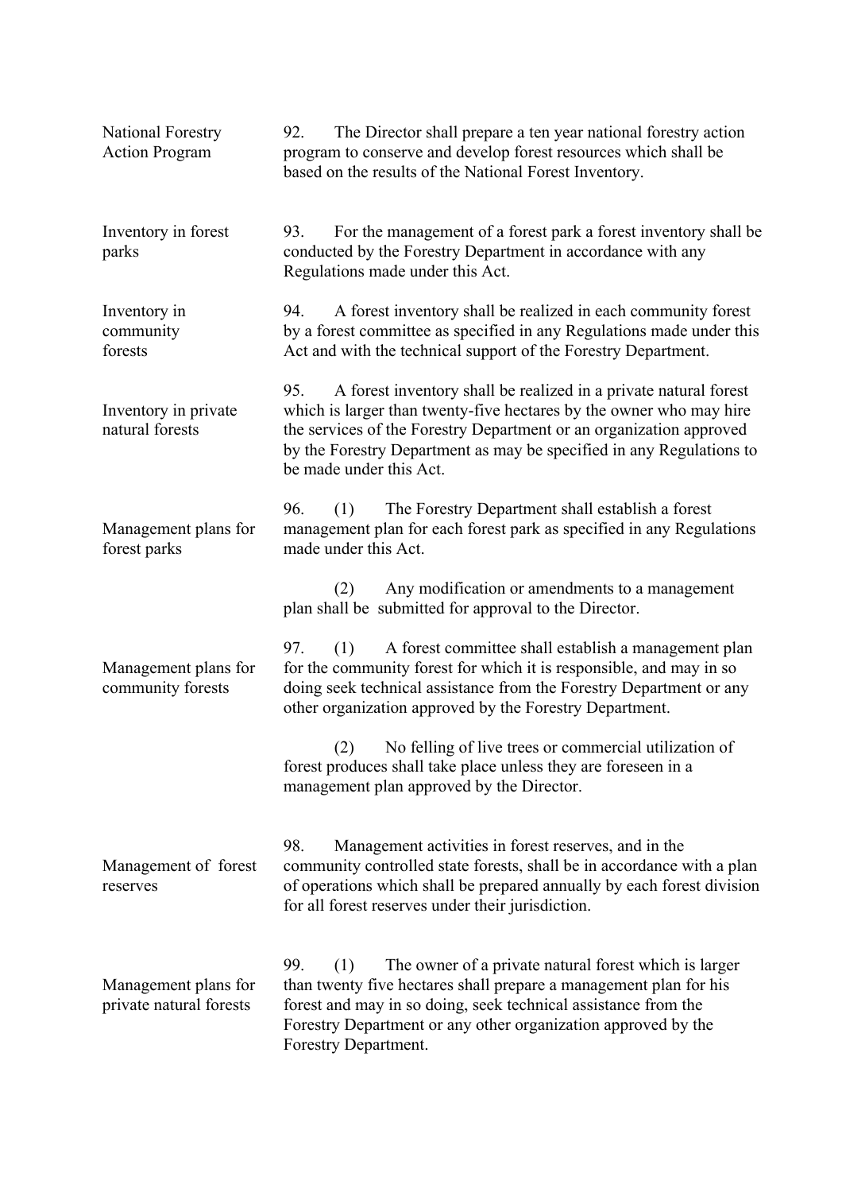**National Forestry Action Program**

92. The Director shall prepare a ten year national forestry action program to conserve and develop forest resources which shall be based on the results of the National Forest Inventory.

**Inventory in forest parks**

93. For the management of a forest park a forest inventory shall be conducted by the Forestry Department in accordance with any Regulations made under this Act.

**Inventory in community forests**

94. A forest inventory shall be realized in each community forest by a forest committee as specified in any Regulations made under this Act and with the technical support of the Forestry Department.

**Inventory in private natural forests**

95. A forest inventory shall be realized in a private natural forest which is larger than twenty-five hectares by the owner who may hire the services of the Forestry Department or an organization approved by the Forestry Department as may be specified in any Regulations to be made under this Act.

**Management plans for forest parks**

96. (1) The Forestry Department shall establish a forest management plan for each forest park as specified in any Regulations made under this Act.

(2) Any modification or amendments to a management plan shall be submitted for approval to the Director.

**Management plans for community forests**

97. (1) A forest committee shall establish a management plan for the community forest for which it is responsible, and may in so doing seek technical assistance from the Forestry Department or any other organization approved by the Forestry Department.

(2) No felling of live trees or commercial utilization of forest produces shall take place unless they are foreseen in a management plan approved by the Director.

**Management of forest reserves**

98. Management activities in forest reserves, and in the community controlled state forests, shall be in accordance with a plan of operations which shall be prepared annually by each forest division for all forest reserves under their jurisdiction.

**Management plans for private natural forests**

99. (1) The owner of a private natural forest which is larger than twenty five hectares shall prepare a management plan for his forest and may in so doing, seek technical assistance from the Forestry Department or any other organization approved by the Forestry Department.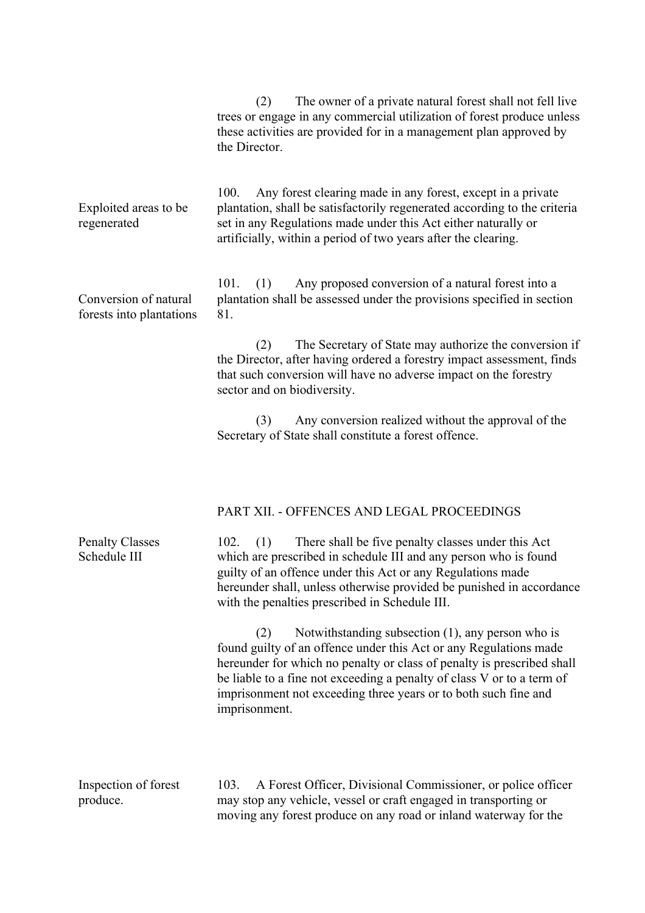(2) The owner of a private natural forest shall not fell live trees or engage in any commercial utilization of forest produce unless these activities are provided for in a management plan approved by the Director.

**Exploited areas to be regenerated**

100. Any forest clearing made in any forest, except in a private plantation, shall be satisfactorily regenerated according to the criteria set in any Regulations made under this Act either naturally or artificially, within a period of two years after the clearing.

**Conversion of natural forests into plantations**

101. (1) Any proposed conversion of a natural forest into a plantation shall be assessed under the provisions specified in section 81.

(2) The Secretary of State may authorize the conversion if the Director, after having ordered a forestry impact assessment, finds that such conversion will have no adverse impact on the forestry sector and on biodiversity.

(3) Any conversion realized without the approval of the Secretary of State shall constitute a forest offence.

## PART XII. - OFFENCES AND LEGAL PROCEEDINGS

**Penalty Classes Schedule III**

102. (1) There shall be five penalty classes under this Act which are prescribed in schedule III and any person who is found guilty of an offence under this Act or any Regulations made hereunder shall, unless otherwise provided be punished in accordance with the penalties prescribed in Schedule III.

(2) Notwithstanding subsection (1), any person who is found guilty of an offence under this Act or any Regulations made hereunder for which no penalty or class of penalty is prescribed shall be liable to a fine not exceeding a penalty of class V or to a term of imprisonment not exceeding three years or to both such fine and imprisonment.

**Inspection of forest produce.**

103. A Forest Officer, Divisional Commissioner, or police officer may stop any vehicle, vessel or craft engaged in transporting or moving any forest produce on any road or inland waterway for the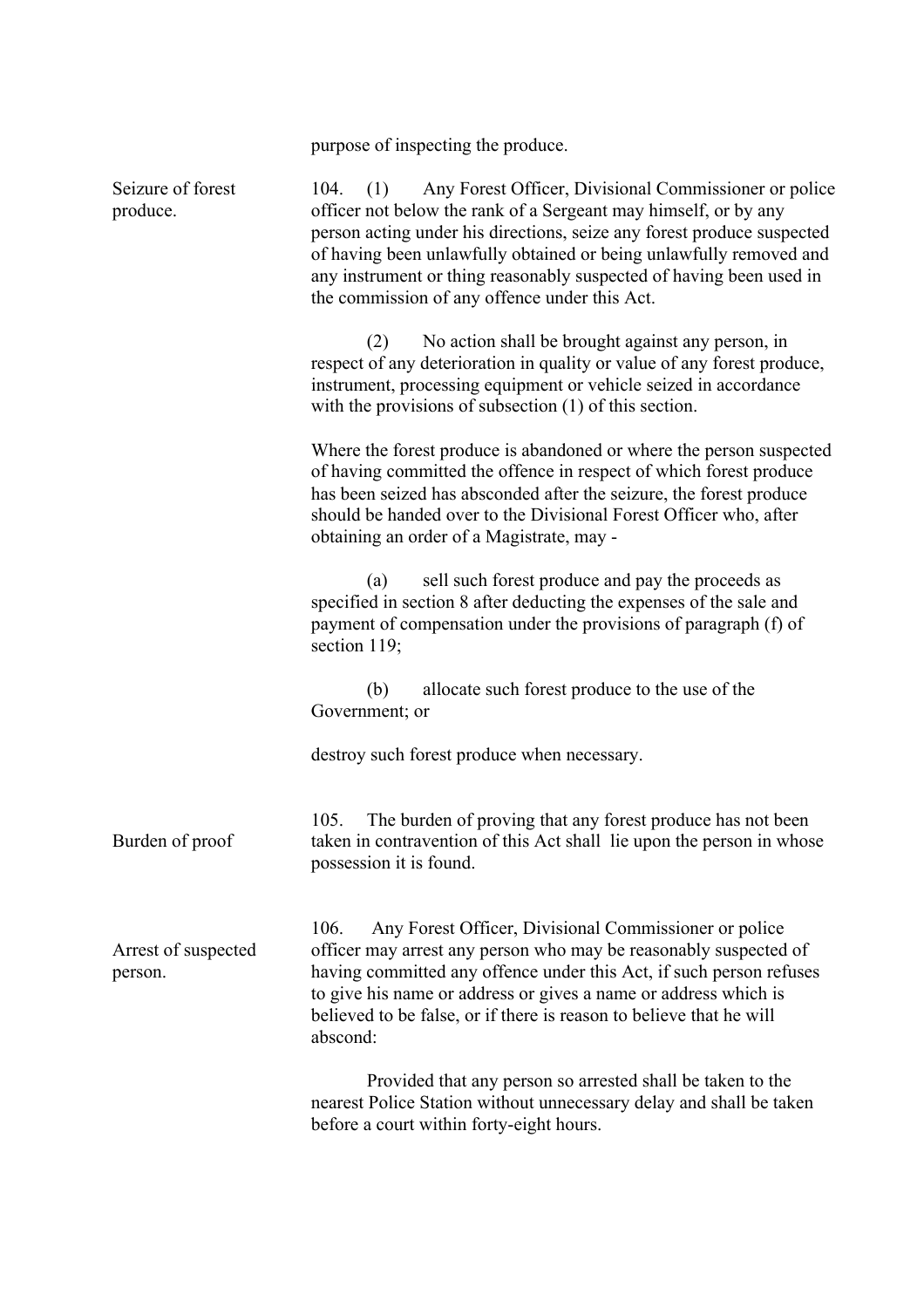purpose of inspecting the produce.

**Seizure of forest produce.**

104. (1) Any Forest Officer, Divisional Commissioner or police officer not below the rank of a Sergeant may himself, or by any person acting under his directions, seize any forest produce suspected of having been unlawfully obtained or being unlawfully removed and any instrument or thing reasonably suspected of having been used in the commission of any offence under this Act.

(2) No action shall be brought against any person, in respect of any deterioration in quality or value of any forest produce, instrument, processing equipment or vehicle seized in accordance with the provisions of subsection (1) of this section.

Where the forest produce is abandoned or where the person suspected of having committed the offence in respect of which forest produce has been seized has absconded after the seizure, the forest produce should be handed over to the Divisional Forest Officer who, after obtaining an order of a Magistrate, may -

(a) sell such forest produce and pay the proceeds as specified in section 8 after deducting the expenses of the sale and payment of compensation under the provisions of paragraph (f) of section 119;

(b) allocate such forest produce to the use of the Government; or

destroy such forest produce when necessary.

**Burden of proof**

105. The burden of proving that any forest produce has not been taken in contravention of this Act shall lie upon the person in whose possession it is found.

**Arrest of suspected person.**

106. Any Forest Officer, Divisional Commissioner or police officer may arrest any person who may be reasonably suspected of having committed any offence under this Act, if such person refuses to give his name or address or gives a name or address which is believed to be false, or if there is reason to believe that he will abscond:

Provided that any person so arrested shall be taken to the nearest Police Station without unnecessary delay and shall be taken before a court within forty-eight hours.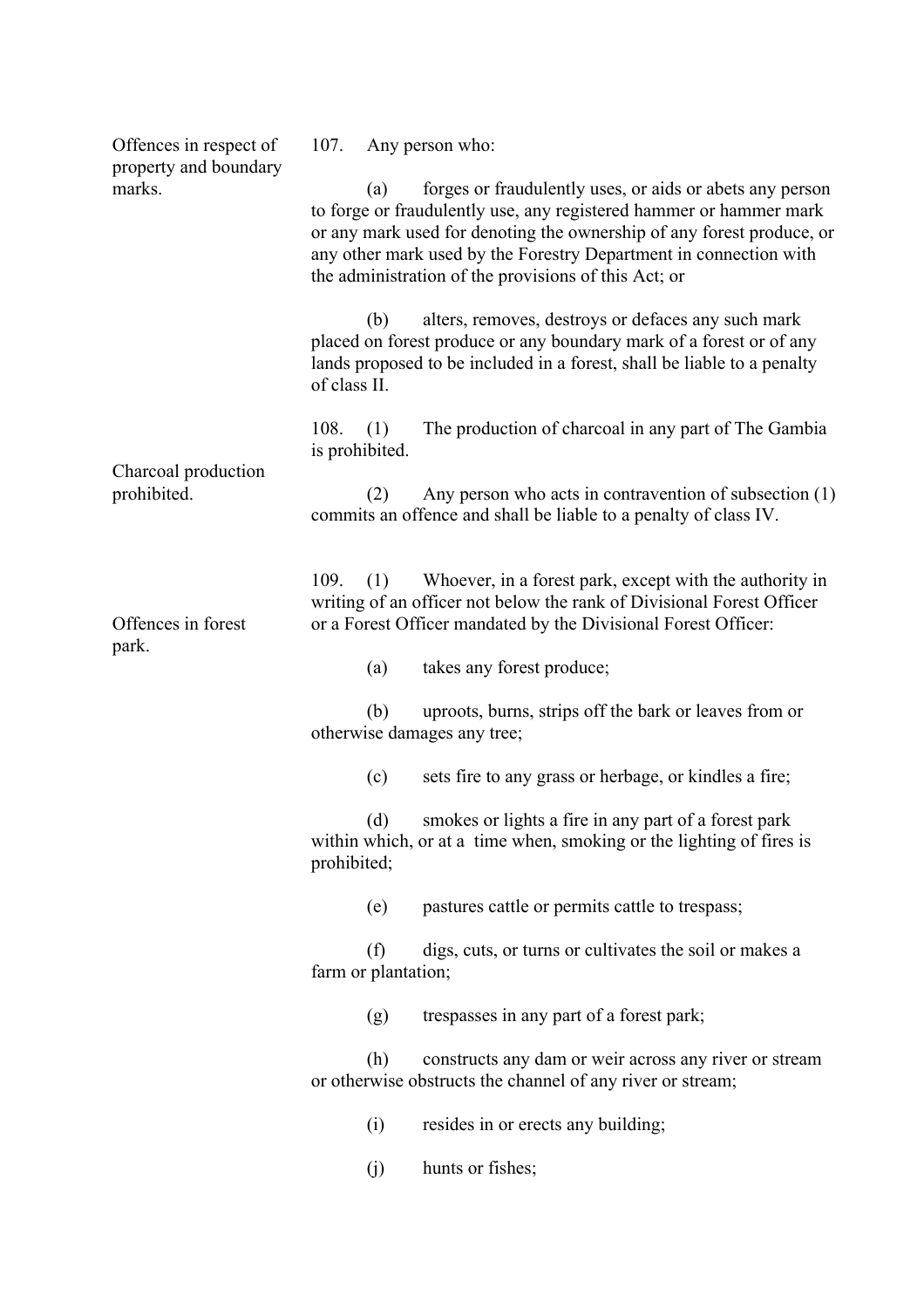**Offences in respect of property and boundary marks.**

107. Any person who:

(a) forges or fraudulently uses, or aids or abets any person to forge or fraudulently use, any registered hammer or hammer mark or any mark used for denoting the ownership of any forest produce, or any other mark used by the Forestry Department in connection with the administration of the provisions of this Act; or

(b) alters, removes, destroys or defaces any such mark placed on forest produce or any boundary mark of a forest or of any lands proposed to be included in a forest, shall be liable to a penalty of class II.

**Charcoal production prohibited.**

108. (1) The production of charcoal in any part of The Gambia is prohibited.

(2) Any person who acts in contravention of subsection (1) commits an offence and shall be liable to a penalty of class IV.

**Offences in forest park.**

109. (1) Whoever, in a forest park, except with the authority in writing of an officer not below the rank of Divisional Forest Officer or a Forest Officer mandated by the Divisional Forest Officer:

(a) takes any forest produce;

(b) uproots, burns, strips off the bark or leaves from or otherwise damages any tree;

(c) sets fire to any grass or herbage, or kindles a fire;

(d) smokes or lights a fire in any part of a forest park within which, or at a time when, smoking or the lighting of fires is prohibited;

(e) pastures cattle or permits cattle to trespass;

(f) digs, cuts, or turns or cultivates the soil or makes a farm or plantation;

(g) trespasses in any part of a forest park;

(h) constructs any dam or weir across any river or stream or otherwise obstructs the channel of any river or stream;

(i) resides in or erects any building;

(j) hunts or fishes;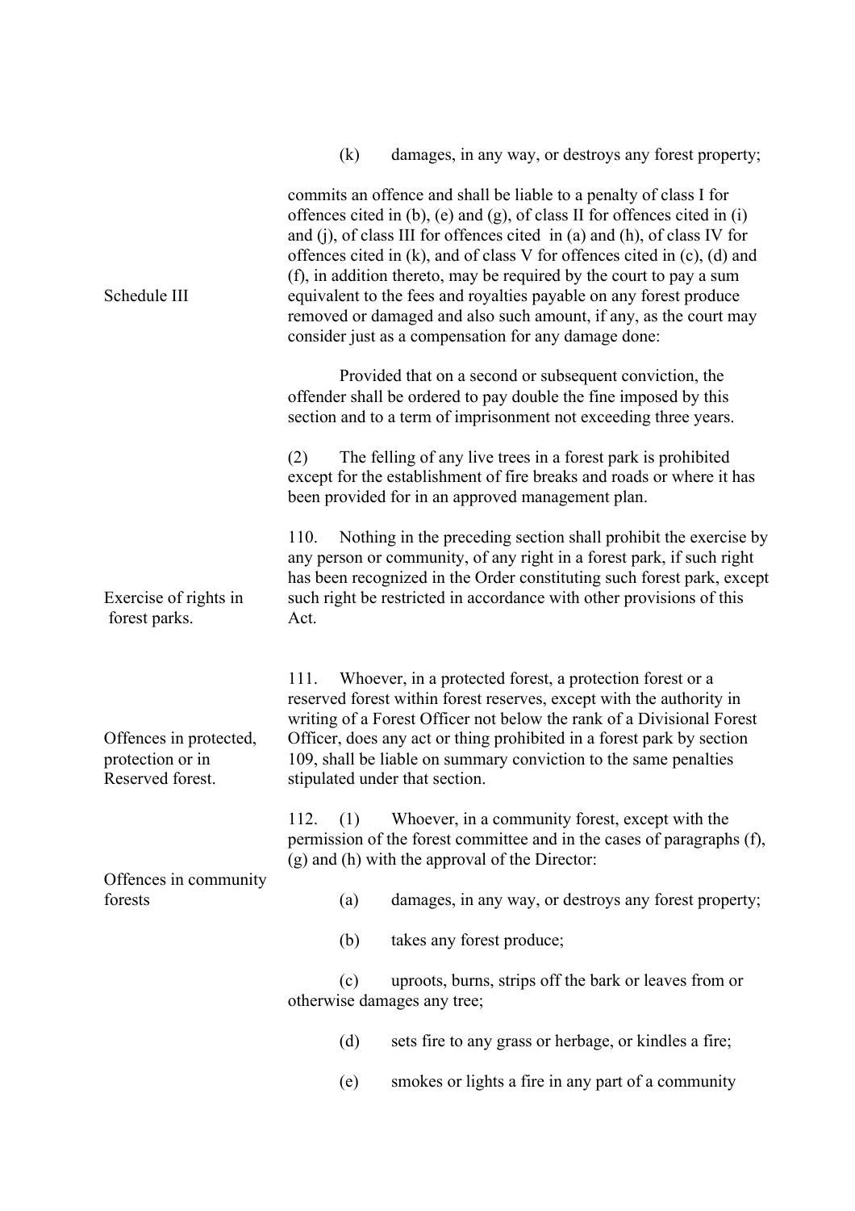(k) damages, in any way, or destroys any forest property;

Schedule III

commits an offence and shall be liable to a penalty of class I for offences cited in (b), (e) and (g), of class II for offences cited in (i) and (j), of class III for offences cited in (a) and (h), of class IV for offences cited in (k), and of class V for offences cited in (c), (d) and (f), in addition thereto, may be required by the court to pay a sum equivalent to the fees and royalties payable on any forest produce removed or damaged and also such amount, if any, as the court may consider just as a compensation for any damage done:

Provided that on a second or subsequent conviction, the offender shall be ordered to pay double the fine imposed by this section and to a term of imprisonment not exceeding three years.

(2) The felling of any live trees in a forest park is prohibited except for the establishment of fire breaks and roads or where it has been provided for in an approved management plan.

**Exercise of rights in forest parks.**

110. Nothing in the preceding section shall prohibit the exercise by any person or community, of any right in a forest park, if such right has been recognized in the Order constituting such forest park, except such right be restricted in accordance with other provisions of this Act.

**Offences in protected, protection or in Reserved forest.**

111. Whoever, in a protected forest, a protection forest or a reserved forest within forest reserves, except with the authority in writing of a Forest Officer not below the rank of a Divisional Forest Officer, does any act or thing prohibited in a forest park by section 109, shall be liable on summary conviction to the same penalties stipulated under that section.

**Offences in community forests**

112. (1) Whoever, in a community forest, except with the permission of the forest committee and in the cases of paragraphs (f), (g) and (h) with the approval of the Director:

(a) damages, in any way, or destroys any forest property;

(b) takes any forest produce;

(c) uproots, burns, strips off the bark or leaves from or otherwise damages any tree;

(d) sets fire to any grass or herbage, or kindles a fire;

(e) smokes or lights a fire in any part of a community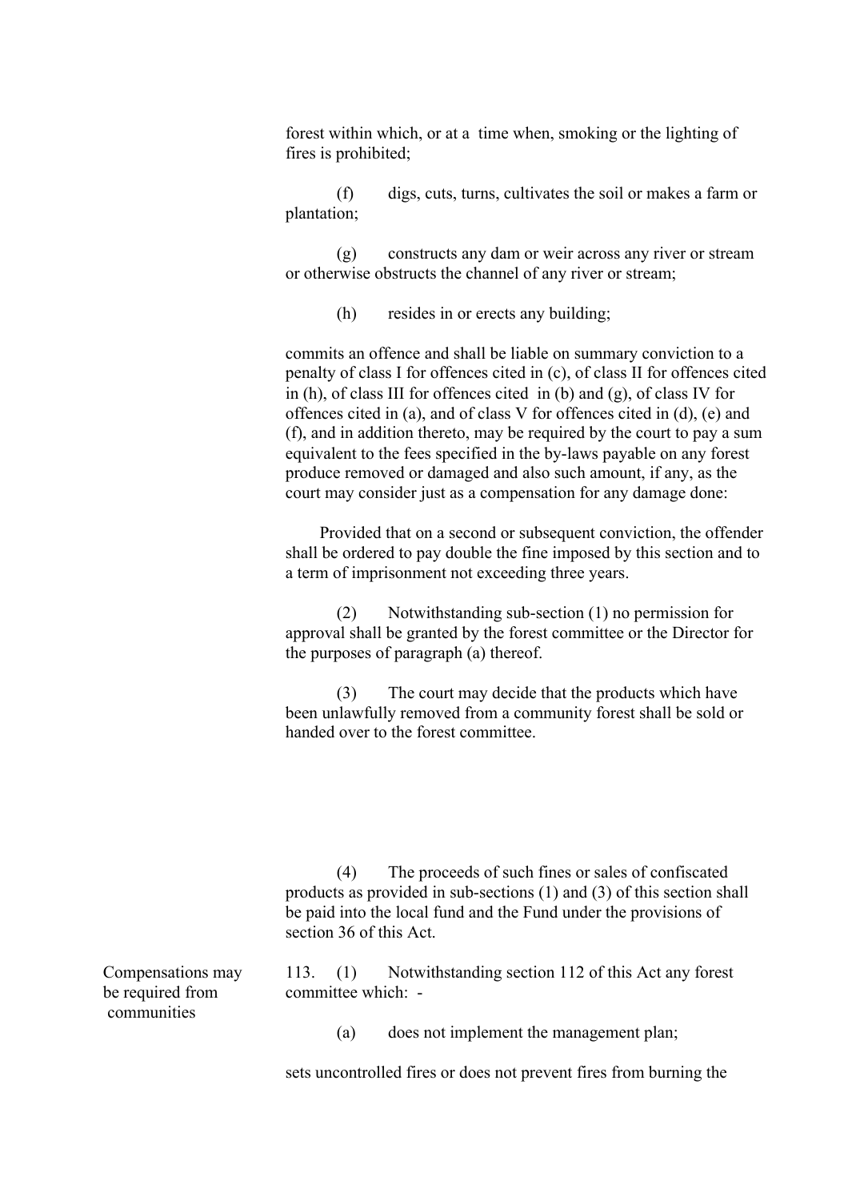forest within which, or at a time when, smoking or the lighting of fires is prohibited;

(f) digs, cuts, turns, cultivates the soil or makes a farm or plantation;

(g) constructs any dam or weir across any river or stream or otherwise obstructs the channel of any river or stream;

(h) resides in or erects any building;

commits an offence and shall be liable on summary conviction to a penalty of class I for offences cited in (c), of class II for offences cited in (h), of class III for offences cited in (b) and (g), of class IV for offences cited in (a), and of class V for offences cited in (d), (e) and (f), and in addition thereto, may be required by the court to pay a sum equivalent to the fees specified in the by-laws payable on any forest produce removed or damaged and also such amount, if any, as the court may consider just as a compensation for any damage done:

Provided that on a second or subsequent conviction, the offender shall be ordered to pay double the fine imposed by this section and to a term of imprisonment not exceeding three years.

(2) Notwithstanding sub-section (1) no permission for approval shall be granted by the forest committee or the Director for the purposes of paragraph (a) thereof.

(3) The court may decide that the products which have been unlawfully removed from a community forest shall be sold or handed over to the forest committee.

(4) The proceeds of such fines or sales of confiscated products as provided in sub-sections (1) and (3) of this section shall be paid into the local fund and the Fund under the provisions of section 36 of this Act.

**Compensations may be required from communities**

113. (1) Notwithstanding section 112 of this Act any forest committee which: -

(a) does not implement the management plan;

sets uncontrolled fires or does not prevent fires from burning the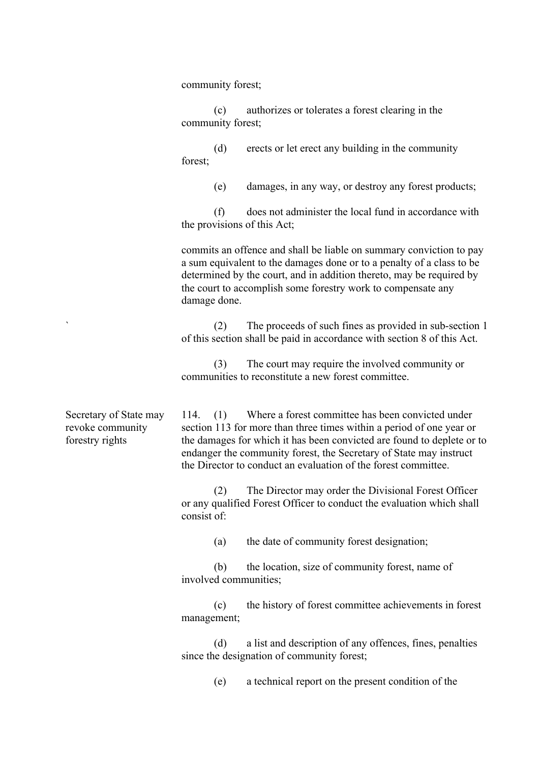community forest;

(c) authorizes or tolerates a forest clearing in the community forest;

(d) erects or let erect any building in the community forest;

(e) damages, in any way, or destroy any forest products;

(f) does not administer the local fund in accordance with the provisions of this Act;

commits an offence and shall be liable on summary conviction to pay a sum equivalent to the damages done or to a penalty of a class to be determined by the court, and in addition thereto, may be required by the court to accomplish some forestry work to compensate any damage done.

(2) The proceeds of such fines as provided in sub-section 1 of this section shall be paid in accordance with section 8 of this Act.

(3) The court may require the involved community or communities to reconstitute a new forest committee.

**Secretary of State may revoke community forestry rights**

114. (1) Where a forest committee has been convicted under section 113 for more than three times within a period of one year or the damages for which it has been convicted are found to deplete or to endanger the community forest, the Secretary of State may instruct the Director to conduct an evaluation of the forest committee.

(2) The Director may order the Divisional Forest Officer or any qualified Forest Officer to conduct the evaluation which shall consist of:

(a) the date of community forest designation;

(b) the location, size of community forest, name of involved communities;

(c) the history of forest committee achievements in forest management;

(d) a list and description of any offences, fines, penalties since the designation of community forest;

(e) a technical report on the present condition of the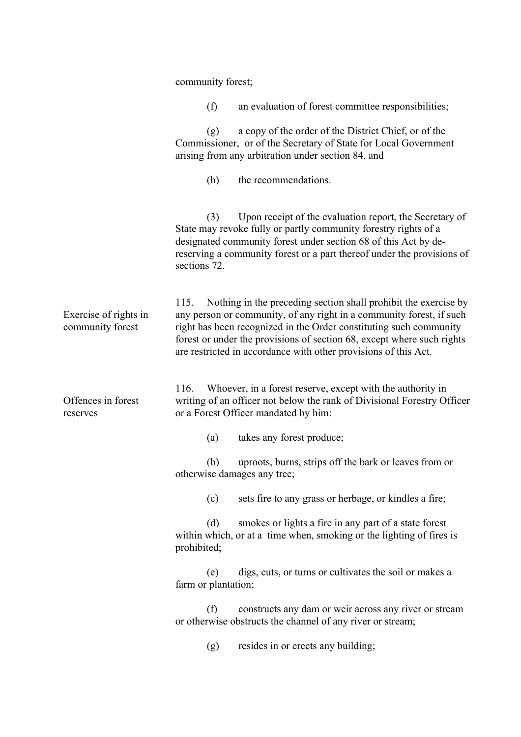community forest;

(f) an evaluation of forest committee responsibilities;

(g) a copy of the order of the District Chief, or of the Commissioner, or of the Secretary of State for Local Government arising from any arbitration under section 84, and

(h) the recommendations.

(3) Upon receipt of the evaluation report, the Secretary of State may revoke fully or partly community forestry rights of a designated community forest under section 68 of this Act by de-reserving a community forest or a part thereof under the provisions of sections 72.

**Exercise of rights in community forest**

115. Nothing in the preceding section shall prohibit the exercise by any person or community, of any right in a community forest, if such right has been recognized in the Order constituting such community forest or under the provisions of section 68, except where such rights are restricted in accordance with other provisions of this Act.

**Offences in forest reserves**

116. Whoever, in a forest reserve, except with the authority in writing of an officer not below the rank of Divisional Forestry Officer or a Forest Officer mandated by him:

(a) takes any forest produce;

(b) uproots, burns, strips off the bark or leaves from or otherwise damages any tree;

(c) sets fire to any grass or herbage, or kindles a fire;

(d) smokes or lights a fire in any part of a state forest within which, or at a time when, smoking or the lighting of fires is prohibited;

(e) digs, cuts, or turns or cultivates the soil or makes a farm or plantation;

(f) constructs any dam or weir across any river or stream or otherwise obstructs the channel of any river or stream;

(g) resides in or erects any building;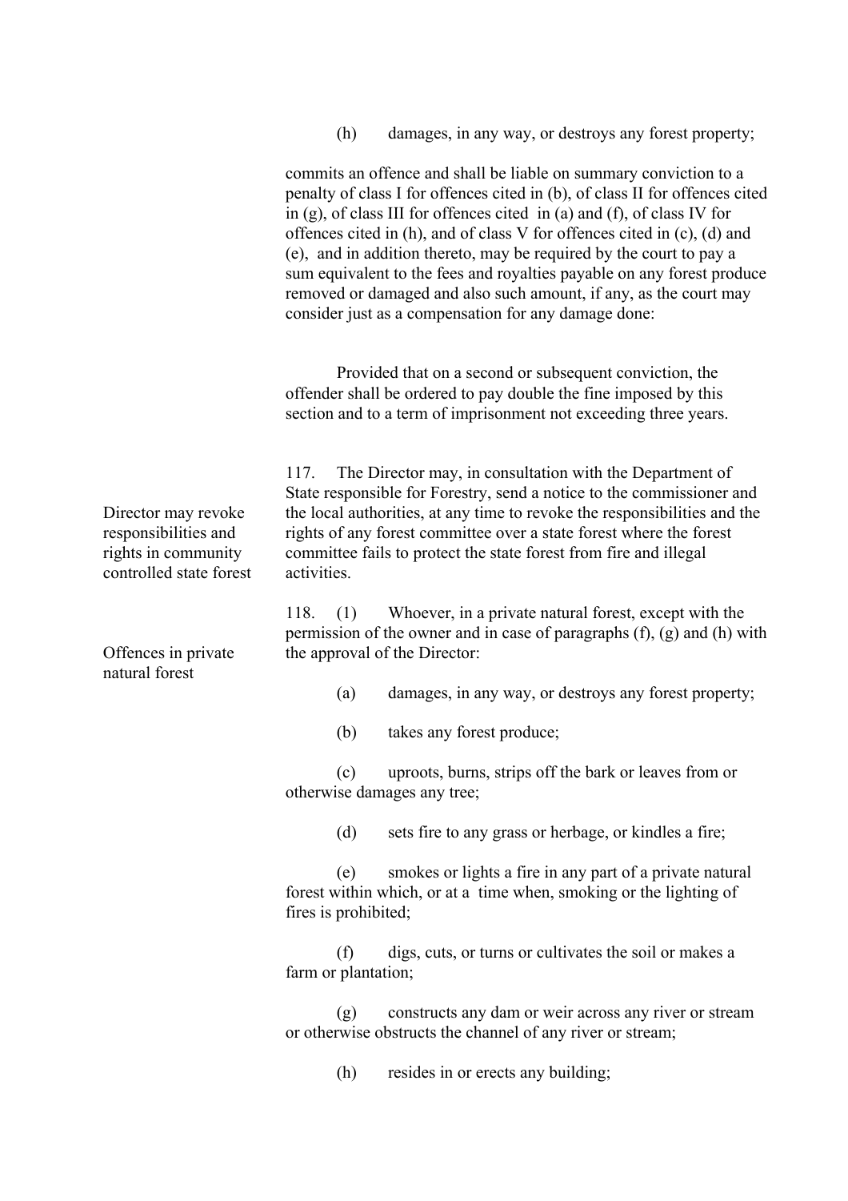(h) damages, in any way, or destroys any forest property;

commits an offence and shall be liable on summary conviction to a penalty of class I for offences cited in (b), of class II for offences cited in (g), of class III for offences cited in (a) and (f), of class IV for offences cited in (h), and of class V for offences cited in (c), (d) and (e), and in addition thereto, may be required by the court to pay a sum equivalent to the fees and royalties payable on any forest produce removed or damaged and also such amount, if any, as the court may consider just as a compensation for any damage done:

Provided that on a second or subsequent conviction, the offender shall be ordered to pay double the fine imposed by this section and to a term of imprisonment not exceeding three years.

*Director may revoke responsibilities and rights in community controlled state forest*

117. The Director may, in consultation with the Department of State responsible for Forestry, send a notice to the commissioner and the local authorities, at any time to revoke the responsibilities and the rights of any forest committee over a state forest where the forest committee fails to protect the state forest from fire and illegal activities.

*Offences in private natural forest*

118. (1) Whoever, in a private natural forest, except with the permission of the owner and in case of paragraphs (f), (g) and (h) with the approval of the Director:

(a) damages, in any way, or destroys any forest property;

(b) takes any forest produce;

(c) uproots, burns, strips off the bark or leaves from or otherwise damages any tree;

(d) sets fire to any grass or herbage, or kindles a fire;

(e) smokes or lights a fire in any part of a private natural forest within which, or at a time when, smoking or the lighting of fires is prohibited;

(f) digs, cuts, or turns or cultivates the soil or makes a farm or plantation;

(g) constructs any dam or weir across any river or stream or otherwise obstructs the channel of any river or stream;

(h) resides in or erects any building;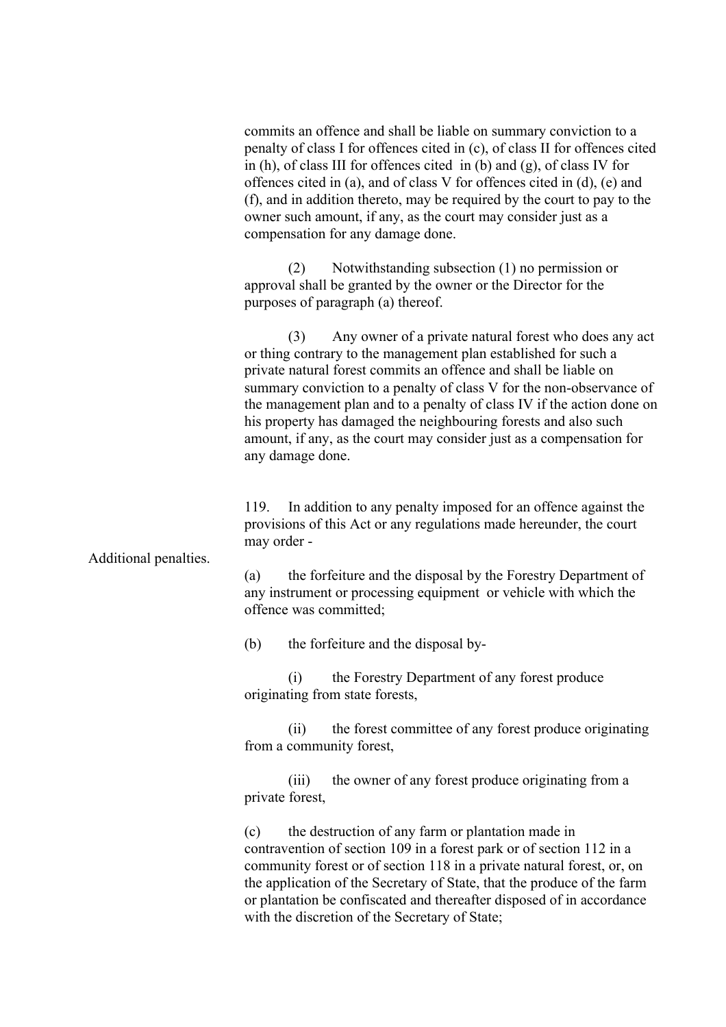commits an offence and shall be liable on summary conviction to a penalty of class I for offences cited in (c), of class II for offences cited in (h), of class III for offences cited in (b) and (g), of class IV for offences cited in (a), and of class V for offences cited in (d), (e) and (f), and in addition thereto, may be required by the court to pay to the owner such amount, if any, as the court may consider just as a compensation for any damage done.

(2) Notwithstanding subsection (1) no permission or approval shall be granted by the owner or the Director for the purposes of paragraph (a) thereof.

(3) Any owner of a private natural forest who does any act or thing contrary to the management plan established for such a private natural forest commits an offence and shall be liable on summary conviction to a penalty of class V for the non-observance of the management plan and to a penalty of class IV if the action done on his property has damaged the neighbouring forests and also such amount, if any, as the court may consider just as a compensation for any damage done.

Additional penalties.

119. In addition to any penalty imposed for an offence against the provisions of this Act or any regulations made hereunder, the court may order -

(a) the forfeiture and the disposal by the Forestry Department of any instrument or processing equipment or vehicle with which the offence was committed;

(b) the forfeiture and the disposal by-

(i) the Forestry Department of any forest produce originating from state forests,

(ii) the forest committee of any forest produce originating from a community forest,

(iii) the owner of any forest produce originating from a private forest,

(c) the destruction of any farm or plantation made in contravention of section 109 in a forest park or of section 112 in a community forest or of section 118 in a private natural forest, or, on the application of the Secretary of State, that the produce of the farm or plantation be confiscated and thereafter disposed of in accordance with the discretion of the Secretary of State;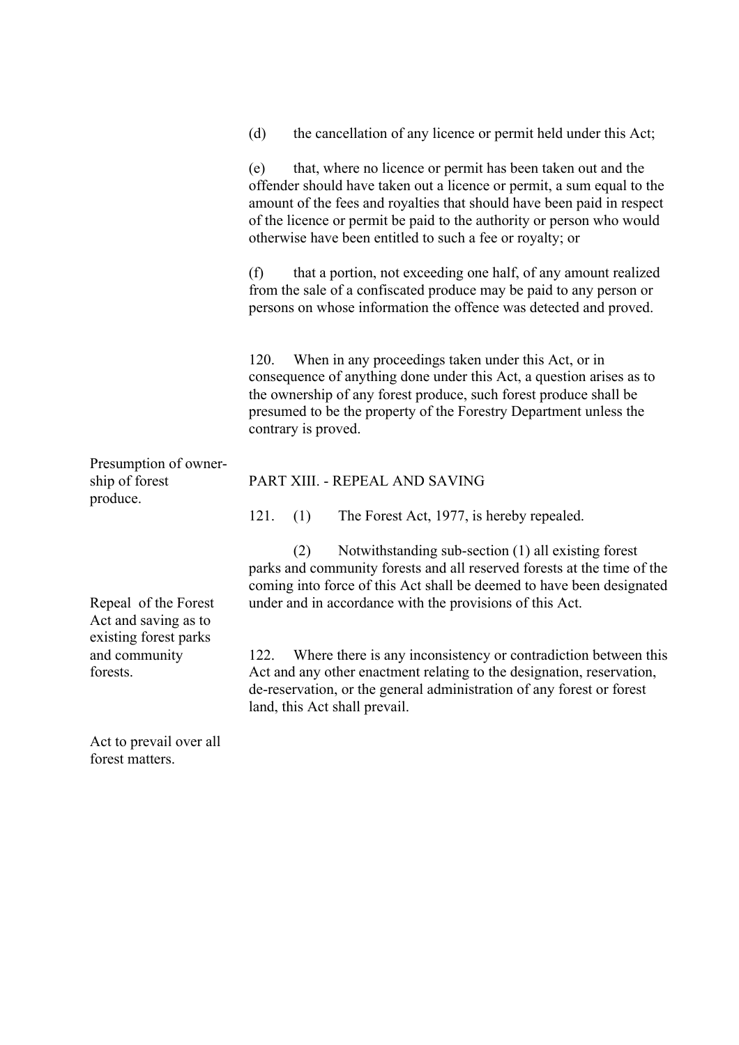(d) the cancellation of any licence or permit held under this Act;

(e) that, where no licence or permit has been taken out and the offender should have taken out a licence or permit, a sum equal to the amount of the fees and royalties that should have been paid in respect of the licence or permit be paid to the authority or person who would otherwise have been entitled to such a fee or royalty; or

(f) that a portion, not exceeding one half, of any amount realized from the sale of a confiscated produce may be paid to any person or persons on whose information the offence was detected and proved.

Presumption of ownership of forest produce.

120. When in any proceedings taken under this Act, or in consequence of anything done under this Act, a question arises as to the ownership of any forest produce, such forest produce shall be presumed to be the property of the Forestry Department unless the contrary is proved.

## PART XIII. - REPEAL AND SAVING

Repeal of the Forest Act and saving as to existing forest parks and community forests.

121. (1) The Forest Act, 1977, is hereby repealed.

(2) Notwithstanding sub-section (1) all existing forest parks and community forests and all reserved forests at the time of the coming into force of this Act shall be deemed to have been designated under and in accordance with the provisions of this Act.

Act to prevail over all forest matters.

122. Where there is any inconsistency or contradiction between this Act and any other enactment relating to the designation, reservation, de-reservation, or the general administration of any forest or forest land, this Act shall prevail.